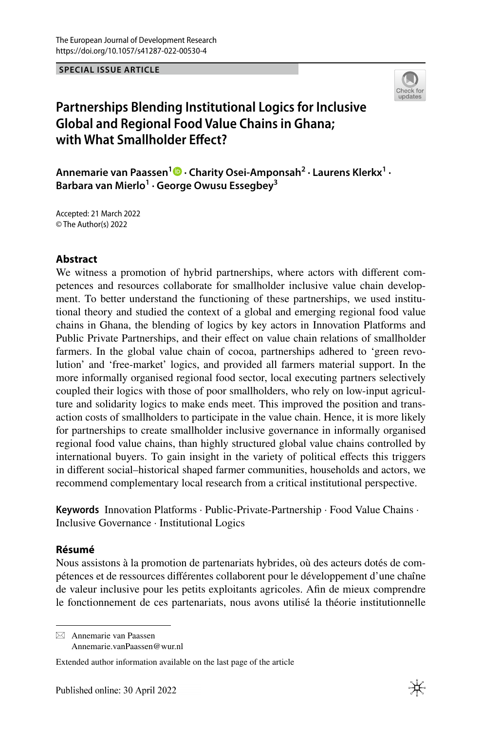SPECIAL ISSUE ARTICLE

# Partnerships Blending Institutional Logics for Inclusive Global and Regional Food Value Chains in Ghana; with What Smallholder Effect?

**Annemarie van Paassen[1] · Charity Osei‑Amponsah[2] · Laurens Klerkx[1] · Barbara van Mierlo[1] · George Owusu Essegbey[3]**

Accepted: 21 March 2022
© The Author(s) 2022

## Abstract

We witness a promotion of hybrid partnerships, where actors with different competences and resources collaborate for smallholder inclusive value chain development. To better understand the functioning of these partnerships, we used institutional theory and studied the context of a global and emerging regional food value chains in Ghana, the blending of logics by key actors in Innovation Platforms and Public Private Partnerships, and their effect on value chain relations of smallholder farmers. In the global value chain of cocoa, partnerships adhered to 'green revolution' and 'free-market' logics, and provided all farmers material support. In the more informally organised regional food sector, local executing partners selectively coupled their logics with those of poor smallholders, who rely on low-input agriculture and solidarity logics to make ends meet. This improved the position and transaction costs of smallholders to participate in the value chain. Hence, it is more likely for partnerships to create smallholder inclusive governance in informally organised regional food value chains, than highly structured global value chains controlled by international buyers. To gain insight in the variety of political effects this triggers in different social–historical shaped farmer communities, households and actors, we recommend complementary local research from a critical institutional perspective.

**Keywords** Innovation Platforms · Public-Private-Partnership · Food Value Chains · Inclusive Governance · Institutional Logics

## Résumé

Nous assistons à la promotion de partenariats hybrides, où des acteurs dotés de compétences et de ressources différentes collaborent pour le développement d'une chaîne de valeur inclusive pour les petits exploitants agricoles. Afin de mieux comprendre le fonctionnement de ces partenariats, nous avons utilisé la théorie institutionnelle

---

✉ Annemarie van Paassen
Annemarie.vanPaassen@wur.nl

Extended author information available on the last page of the article

Published online: 30 April 2022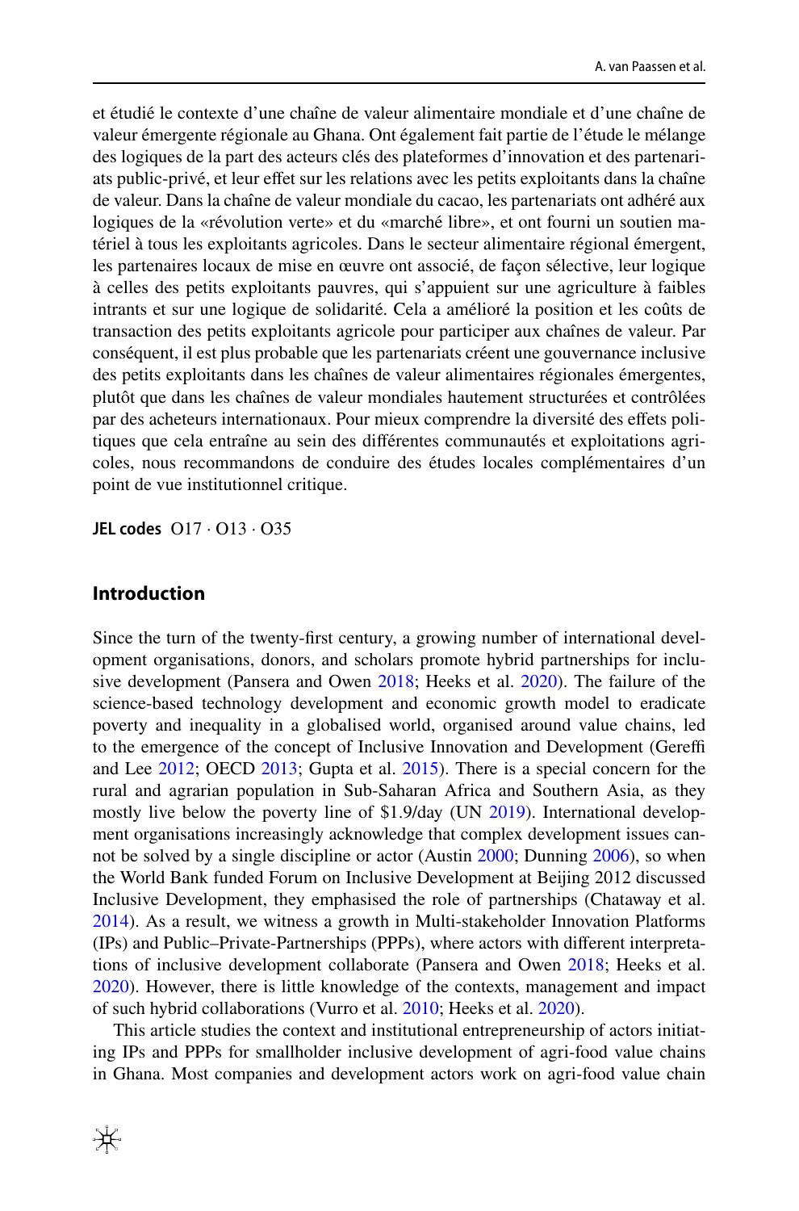et étudié le contexte d'une chaîne de valeur alimentaire mondiale et d'une chaîne de valeur émergente régionale au Ghana. Ont également fait partie de l'étude le mélange des logiques de la part des acteurs clés des plateformes d'innovation et des partenariats public-privé, et leur effet sur les relations avec les petits exploitants dans la chaîne de valeur. Dans la chaîne de valeur mondiale du cacao, les partenariats ont adhéré aux logiques de la «révolution verte» et du «marché libre», et ont fourni un soutien matériel à tous les exploitants agricoles. Dans le secteur alimentaire régional émergent, les partenaires locaux de mise en œuvre ont associé, de façon sélective, leur logique à celles des petits exploitants pauvres, qui s'appuient sur une agriculture à faibles intrants et sur une logique de solidarité. Cela a amélioré la position et les coûts de transaction des petits exploitants agricole pour participer aux chaînes de valeur. Par conséquent, il est plus probable que les partenariats créent une gouvernance inclusive des petits exploitants dans les chaînes de valeur alimentaires régionales émergentes, plutôt que dans les chaînes de valeur mondiales hautement structurées et contrôlées par des acheteurs internationaux. Pour mieux comprendre la diversité des effets politiques que cela entraîne au sein des différentes communautés et exploitations agricoles, nous recommandons de conduire des études locales complémentaires d'un point de vue institutionnel critique.

**JEL codes** O17 · O13 · O35

## Introduction

Since the turn of the twenty-first century, a growing number of international development organisations, donors, and scholars promote hybrid partnerships for inclusive development (Pansera and Owen 2018; Heeks et al. 2020). The failure of the science-based technology development and economic growth model to eradicate poverty and inequality in a globalised world, organised around value chains, led to the emergence of the concept of Inclusive Innovation and Development (Gereffi and Lee 2012; OECD 2013; Gupta et al. 2015). There is a special concern for the rural and agrarian population in Sub-Saharan Africa and Southern Asia, as they mostly live below the poverty line of $1.9/day (UN 2019). International development organisations increasingly acknowledge that complex development issues cannot be solved by a single discipline or actor (Austin 2000; Dunning 2006), so when the World Bank funded Forum on Inclusive Development at Beijing 2012 discussed Inclusive Development, they emphasised the role of partnerships (Chataway et al. 2014). As a result, we witness a growth in Multi-stakeholder Innovation Platforms (IPs) and Public–Private-Partnerships (PPPs), where actors with different interpretations of inclusive development collaborate (Pansera and Owen 2018; Heeks et al. 2020). However, there is little knowledge of the contexts, management and impact of such hybrid collaborations (Vurro et al. 2010; Heeks et al. 2020).

This article studies the context and institutional entrepreneurship of actors initiating IPs and PPPs for smallholder inclusive development of agri-food value chains in Ghana. Most companies and development actors work on agri-food value chain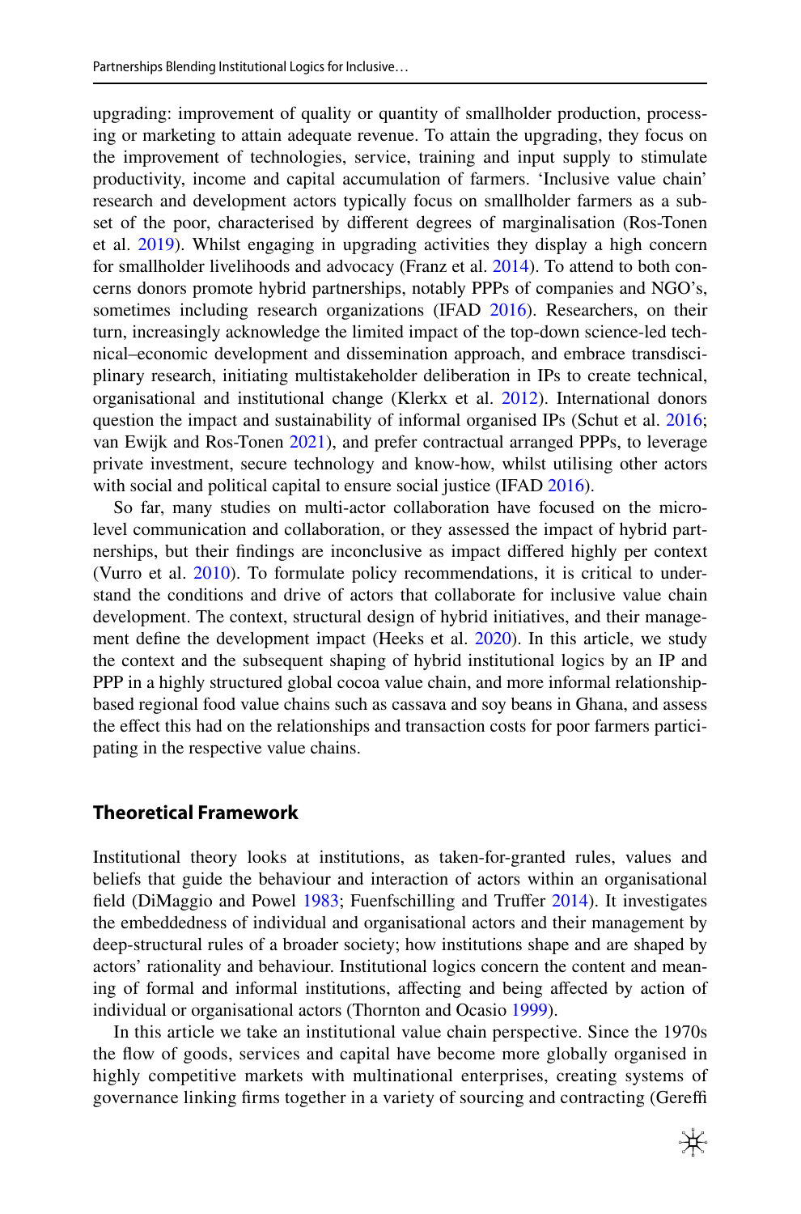upgrading: improvement of quality or quantity of smallholder production, processing or marketing to attain adequate revenue. To attain the upgrading, they focus on the improvement of technologies, service, training and input supply to stimulate productivity, income and capital accumulation of farmers. 'Inclusive value chain' research and development actors typically focus on smallholder farmers as a subset of the poor, characterised by different degrees of marginalisation (Ros-Tonen et al. 2019). Whilst engaging in upgrading activities they display a high concern for smallholder livelihoods and advocacy (Franz et al. 2014). To attend to both concerns donors promote hybrid partnerships, notably PPPs of companies and NGO's, sometimes including research organizations (IFAD 2016). Researchers, on their turn, increasingly acknowledge the limited impact of the top-down science-led technical–economic development and dissemination approach, and embrace transdisciplinary research, initiating multistakeholder deliberation in IPs to create technical, organisational and institutional change (Klerkx et al. 2012). International donors question the impact and sustainability of informal organised IPs (Schut et al. 2016; van Ewijk and Ros-Tonen 2021), and prefer contractual arranged PPPs, to leverage private investment, secure technology and know-how, whilst utilising other actors with social and political capital to ensure social justice (IFAD 2016).

So far, many studies on multi-actor collaboration have focused on the micro-level communication and collaboration, or they assessed the impact of hybrid partnerships, but their findings are inconclusive as impact differed highly per context (Vurro et al. 2010). To formulate policy recommendations, it is critical to understand the conditions and drive of actors that collaborate for inclusive value chain development. The context, structural design of hybrid initiatives, and their management define the development impact (Heeks et al. 2020). In this article, we study the context and the subsequent shaping of hybrid institutional logics by an IP and PPP in a highly structured global cocoa value chain, and more informal relationship-based regional food value chains such as cassava and soy beans in Ghana, and assess the effect this had on the relationships and transaction costs for poor farmers participating in the respective value chains.

## Theoretical Framework

Institutional theory looks at institutions, as taken-for-granted rules, values and beliefs that guide the behaviour and interaction of actors within an organisational field (DiMaggio and Powel 1983; Fuenfschilling and Truffer 2014). It investigates the embeddedness of individual and organisational actors and their management by deep-structural rules of a broader society; how institutions shape and are shaped by actors' rationality and behaviour. Institutional logics concern the content and meaning of formal and informal institutions, affecting and being affected by action of individual or organisational actors (Thornton and Ocasio 1999).

In this article we take an institutional value chain perspective. Since the 1970s the flow of goods, services and capital have become more globally organised in highly competitive markets with multinational enterprises, creating systems of governance linking firms together in a variety of sourcing and contracting (Gereffi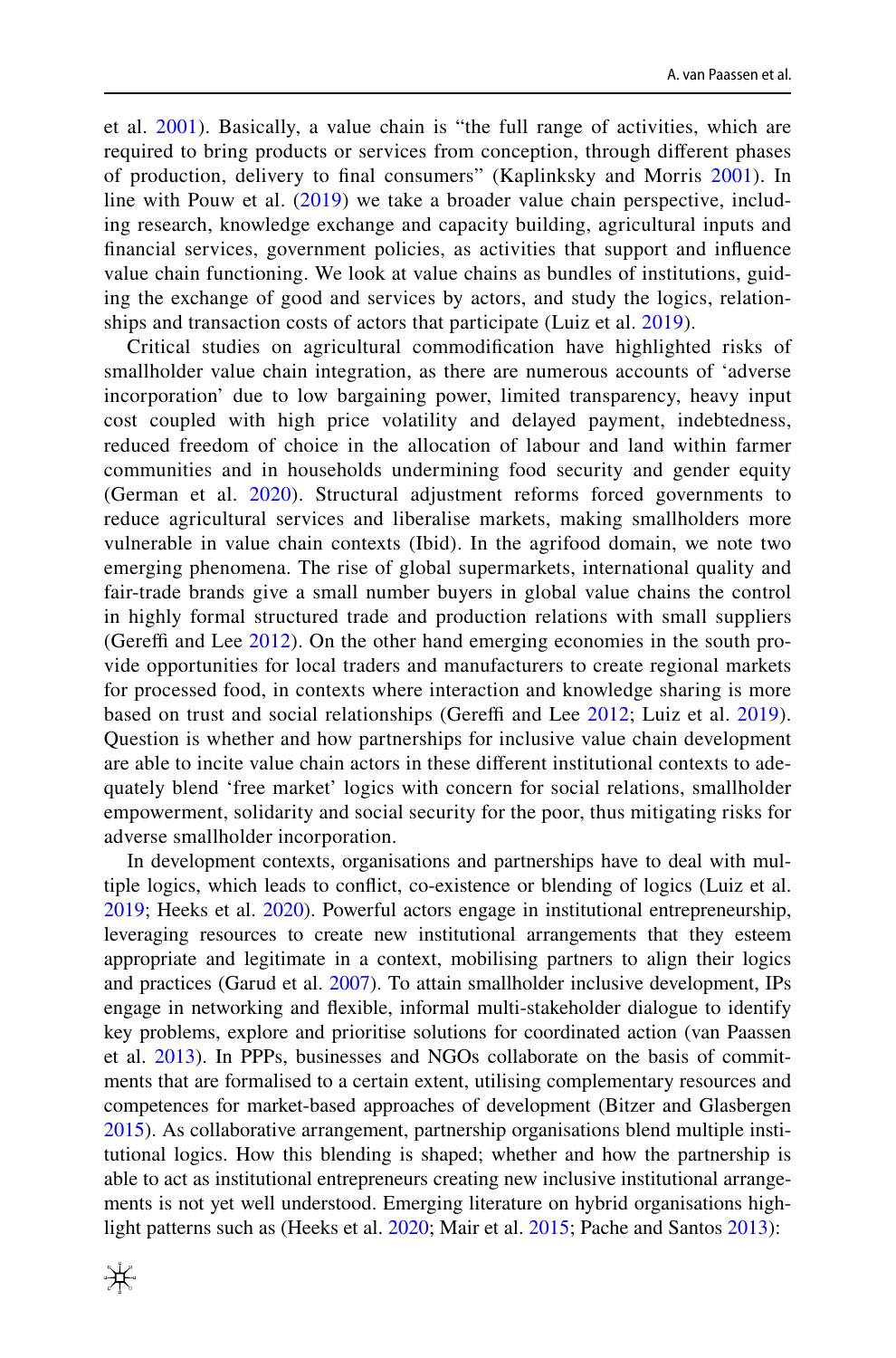et al. 2001). Basically, a value chain is "the full range of activities, which are required to bring products or services from conception, through different phases of production, delivery to final consumers" (Kaplinksky and Morris 2001). In line with Pouw et al. (2019) we take a broader value chain perspective, including research, knowledge exchange and capacity building, agricultural inputs and financial services, government policies, as activities that support and influence value chain functioning. We look at value chains as bundles of institutions, guiding the exchange of good and services by actors, and study the logics, relationships and transaction costs of actors that participate (Luiz et al. 2019).

Critical studies on agricultural commodification have highlighted risks of smallholder value chain integration, as there are numerous accounts of 'adverse incorporation' due to low bargaining power, limited transparency, heavy input cost coupled with high price volatility and delayed payment, indebtedness, reduced freedom of choice in the allocation of labour and land within farmer communities and in households undermining food security and gender equity (German et al. 2020). Structural adjustment reforms forced governments to reduce agricultural services and liberalise markets, making smallholders more vulnerable in value chain contexts (Ibid). In the agrifood domain, we note two emerging phenomena. The rise of global supermarkets, international quality and fair-trade brands give a small number buyers in global value chains the control in highly formal structured trade and production relations with small suppliers (Gereffi and Lee 2012). On the other hand emerging economies in the south provide opportunities for local traders and manufacturers to create regional markets for processed food, in contexts where interaction and knowledge sharing is more based on trust and social relationships (Gereffi and Lee 2012; Luiz et al. 2019). Question is whether and how partnerships for inclusive value chain development are able to incite value chain actors in these different institutional contexts to adequately blend 'free market' logics with concern for social relations, smallholder empowerment, solidarity and social security for the poor, thus mitigating risks for adverse smallholder incorporation.

In development contexts, organisations and partnerships have to deal with multiple logics, which leads to conflict, co-existence or blending of logics (Luiz et al. 2019; Heeks et al. 2020). Powerful actors engage in institutional entrepreneurship, leveraging resources to create new institutional arrangements that they esteem appropriate and legitimate in a context, mobilising partners to align their logics and practices (Garud et al. 2007). To attain smallholder inclusive development, IPs engage in networking and flexible, informal multi-stakeholder dialogue to identify key problems, explore and prioritise solutions for coordinated action (van Paassen et al. 2013). In PPPs, businesses and NGOs collaborate on the basis of commitments that are formalised to a certain extent, utilising complementary resources and competences for market-based approaches of development (Bitzer and Glasbergen 2015). As collaborative arrangement, partnership organisations blend multiple institutional logics. How this blending is shaped; whether and how the partnership is able to act as institutional entrepreneurs creating new inclusive institutional arrangements is not yet well understood. Emerging literature on hybrid organisations highlight patterns such as (Heeks et al. 2020; Mair et al. 2015; Pache and Santos 2013):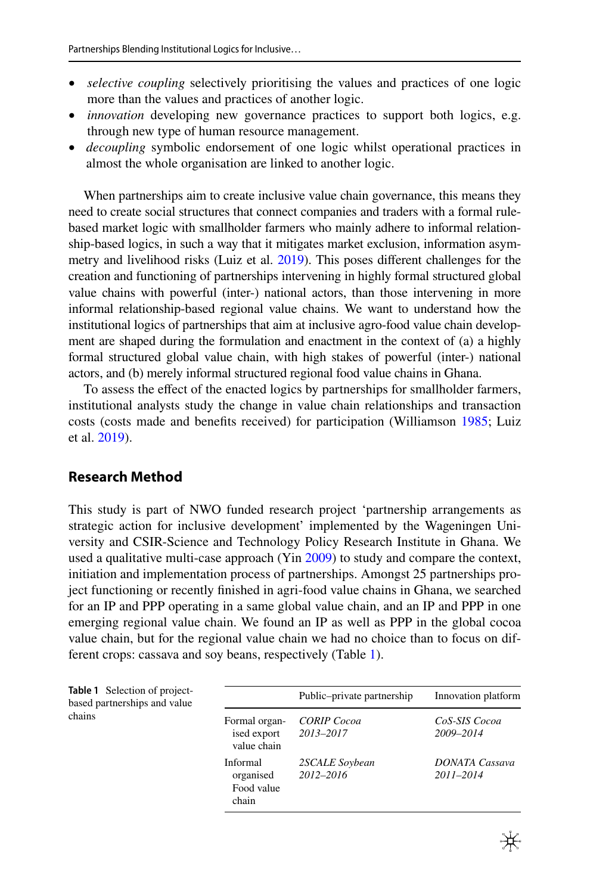- *selective coupling* selectively prioritising the values and practices of one logic more than the values and practices of another logic.
- *innovation* developing new governance practices to support both logics, e.g. through new type of human resource management.
- *decoupling* symbolic endorsement of one logic whilst operational practices in almost the whole organisation are linked to another logic.

When partnerships aim to create inclusive value chain governance, this means they need to create social structures that connect companies and traders with a formal rule-based market logic with smallholder farmers who mainly adhere to informal relationship-based logics, in such a way that it mitigates market exclusion, information asymmetry and livelihood risks (Luiz et al. 2019). This poses different challenges for the creation and functioning of partnerships intervening in highly formal structured global value chains with powerful (inter-) national actors, than those intervening in more informal relationship-based regional value chains. We want to understand how the institutional logics of partnerships that aim at inclusive agro-food value chain development are shaped during the formulation and enactment in the context of (a) a highly formal structured global value chain, with high stakes of powerful (inter-) national actors, and (b) merely informal structured regional food value chains in Ghana.

To assess the effect of the enacted logics by partnerships for smallholder farmers, institutional analysts study the change in value chain relationships and transaction costs (costs made and benefits received) for participation (Williamson 1985; Luiz et al. 2019).

## Research Method

This study is part of NWO funded research project 'partnership arrangements as strategic action for inclusive development' implemented by the Wageningen University and CSIR-Science and Technology Policy Research Institute in Ghana. We used a qualitative multi-case approach (Yin 2009) to study and compare the context, initiation and implementation process of partnerships. Amongst 25 partnerships project functioning or recently finished in agri-food value chains in Ghana, we searched for an IP and PPP operating in a same global value chain, and an IP and PPP in one emerging regional value chain. We found an IP as well as PPP in the global cocoa value chain, but for the regional value chain we had no choice than to focus on different crops: cassava and soy beans, respectively (Table 1).

**Table 1** Selection of project-based partnerships and value chains

| | Public–private partnership | Innovation platform |
|---|---|---|
| Formal organised export value chain | *CORIP Cocoa 2013–2017* | *CoS-SIS Cocoa 2009–2014* |
| Informal organised Food value chain | *2SCALE Soybean 2012–2016* | *DONATA Cassava 2011–2014* |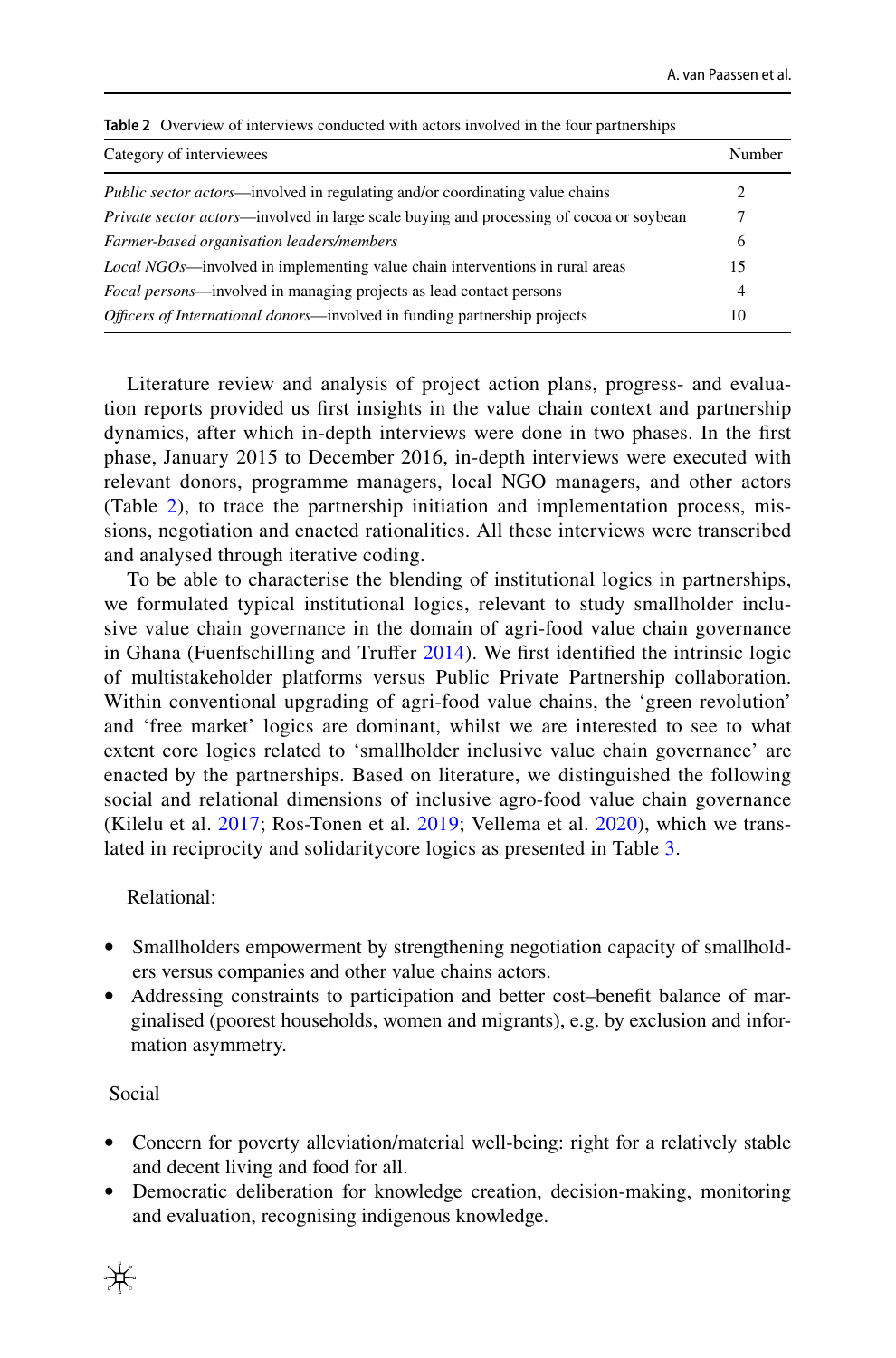**Table 2** Overview of interviews conducted with actors involved in the four partnerships

| Category of interviewees | Number |
|---|---|
| *Public sector actors*—involved in regulating and/or coordinating value chains | 2 |
| *Private sector actors*—involved in large scale buying and processing of cocoa or soybean | 7 |
| *Farmer-based organisation leaders/members* | 6 |
| *Local NGOs*—involved in implementing value chain interventions in rural areas | 15 |
| *Focal persons*—involved in managing projects as lead contact persons | 4 |
| *Officers of International donors*—involved in funding partnership projects | 10 |

Literature review and analysis of project action plans, progress- and evaluation reports provided us first insights in the value chain context and partnership dynamics, after which in-depth interviews were done in two phases. In the first phase, January 2015 to December 2016, in-depth interviews were executed with relevant donors, programme managers, local NGO managers, and other actors (Table 2), to trace the partnership initiation and implementation process, missions, negotiation and enacted rationalities. All these interviews were transcribed and analysed through iterative coding.

To be able to characterise the blending of institutional logics in partnerships, we formulated typical institutional logics, relevant to study smallholder inclusive value chain governance in the domain of agri-food value chain governance in Ghana (Fuenfschilling and Truffer 2014). We first identified the intrinsic logic of multistakeholder platforms versus Public Private Partnership collaboration. Within conventional upgrading of agri-food value chains, the 'green revolution' and 'free market' logics are dominant, whilst we are interested to see to what extent core logics related to 'smallholder inclusive value chain governance' are enacted by the partnerships. Based on literature, we distinguished the following social and relational dimensions of inclusive agro-food value chain governance (Kilelu et al. 2017; Ros-Tonen et al. 2019; Vellema et al. 2020), which we translated in reciprocity and solidaritycore logics as presented in Table 3.

Relational:

- Smallholders empowerment by strengthening negotiation capacity of smallholders versus companies and other value chains actors.
- Addressing constraints to participation and better cost–benefit balance of marginalised (poorest households, women and migrants), e.g. by exclusion and information asymmetry.

Social

- Concern for poverty alleviation/material well-being: right for a relatively stable and decent living and food for all.
- Democratic deliberation for knowledge creation, decision-making, monitoring and evaluation, recognising indigenous knowledge.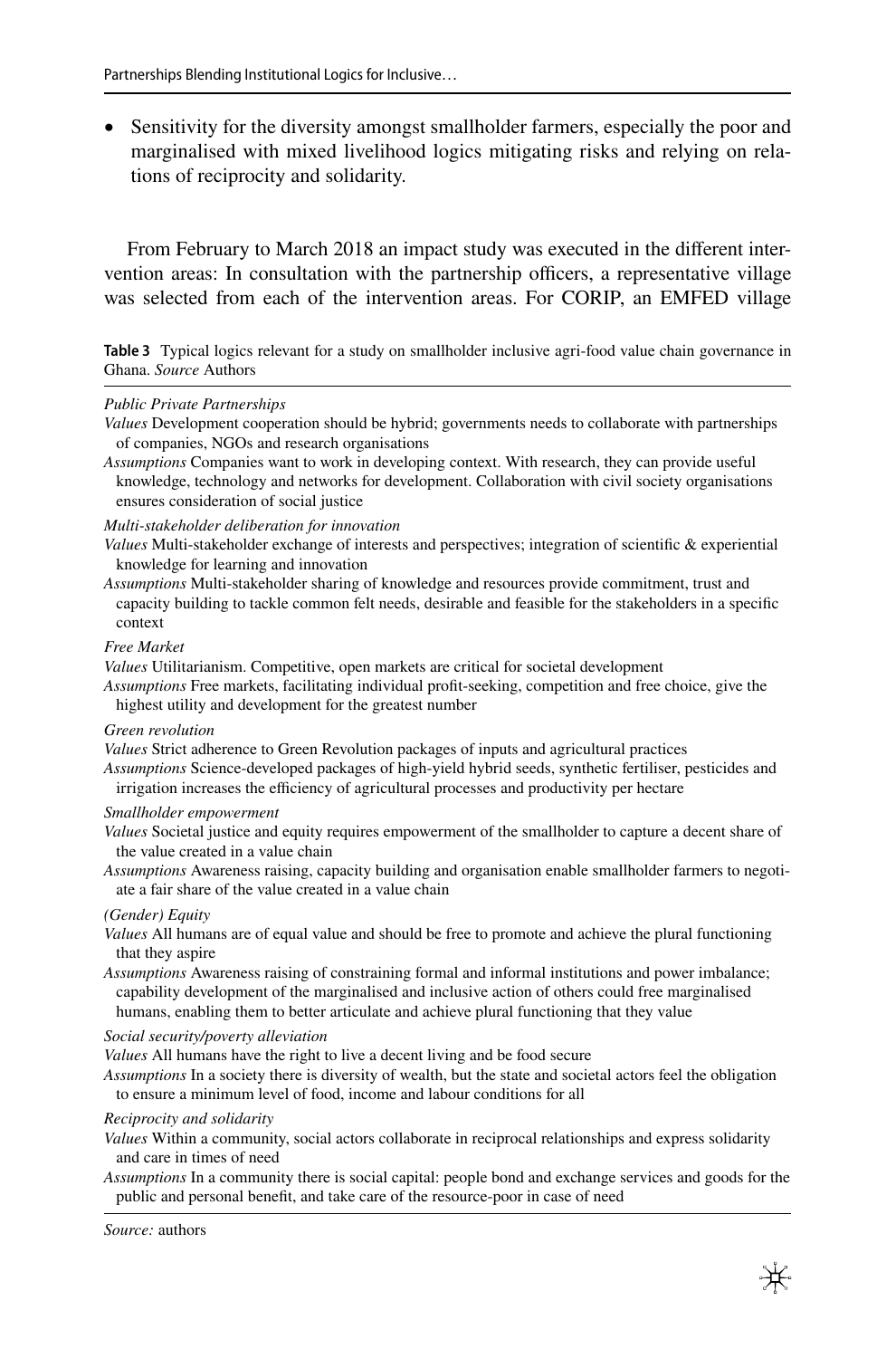- Sensitivity for the diversity amongst smallholder farmers, especially the poor and marginalised with mixed livelihood logics mitigating risks and relying on relations of reciprocity and solidarity.

From February to March 2018 an impact study was executed in the different intervention areas: In consultation with the partnership officers, a representative village was selected from each of the intervention areas. For CORIP, an EMFED village

**Table 3** Typical logics relevant for a study on smallholder inclusive agri-food value chain governance in Ghana. *Source* Authors

*Public Private Partnerships*

*Values* Development cooperation should be hybrid; governments needs to collaborate with partnerships of companies, NGOs and research organisations

*Assumptions* Companies want to work in developing context. With research, they can provide useful knowledge, technology and networks for development. Collaboration with civil society organisations ensures consideration of social justice

*Multi-stakeholder deliberation for innovation*

*Values* Multi-stakeholder exchange of interests and perspectives; integration of scientific & experiential knowledge for learning and innovation

*Assumptions* Multi-stakeholder sharing of knowledge and resources provide commitment, trust and capacity building to tackle common felt needs, desirable and feasible for the stakeholders in a specific context

*Free Market*

*Values* Utilitarianism. Competitive, open markets are critical for societal development

*Assumptions* Free markets, facilitating individual profit-seeking, competition and free choice, give the highest utility and development for the greatest number

*Green revolution*

*Values* Strict adherence to Green Revolution packages of inputs and agricultural practices

*Assumptions* Science-developed packages of high-yield hybrid seeds, synthetic fertiliser, pesticides and irrigation increases the efficiency of agricultural processes and productivity per hectare

*Smallholder empowerment*

*Values* Societal justice and equity requires empowerment of the smallholder to capture a decent share of the value created in a value chain

*Assumptions* Awareness raising, capacity building and organisation enable smallholder farmers to negotiate a fair share of the value created in a value chain

*(Gender) Equity*

*Values* All humans are of equal value and should be free to promote and achieve the plural functioning that they aspire

*Assumptions* Awareness raising of constraining formal and informal institutions and power imbalance; capability development of the marginalised and inclusive action of others could free marginalised humans, enabling them to better articulate and achieve plural functioning that they value

*Social security/poverty alleviation*

*Values* All humans have the right to live a decent living and be food secure

*Assumptions* In a society there is diversity of wealth, but the state and societal actors feel the obligation to ensure a minimum level of food, income and labour conditions for all

*Reciprocity and solidarity*

*Values* Within a community, social actors collaborate in reciprocal relationships and express solidarity and care in times of need

*Assumptions* In a community there is social capital: people bond and exchange services and goods for the public and personal benefit, and take care of the resource-poor in case of need

*Source:* authors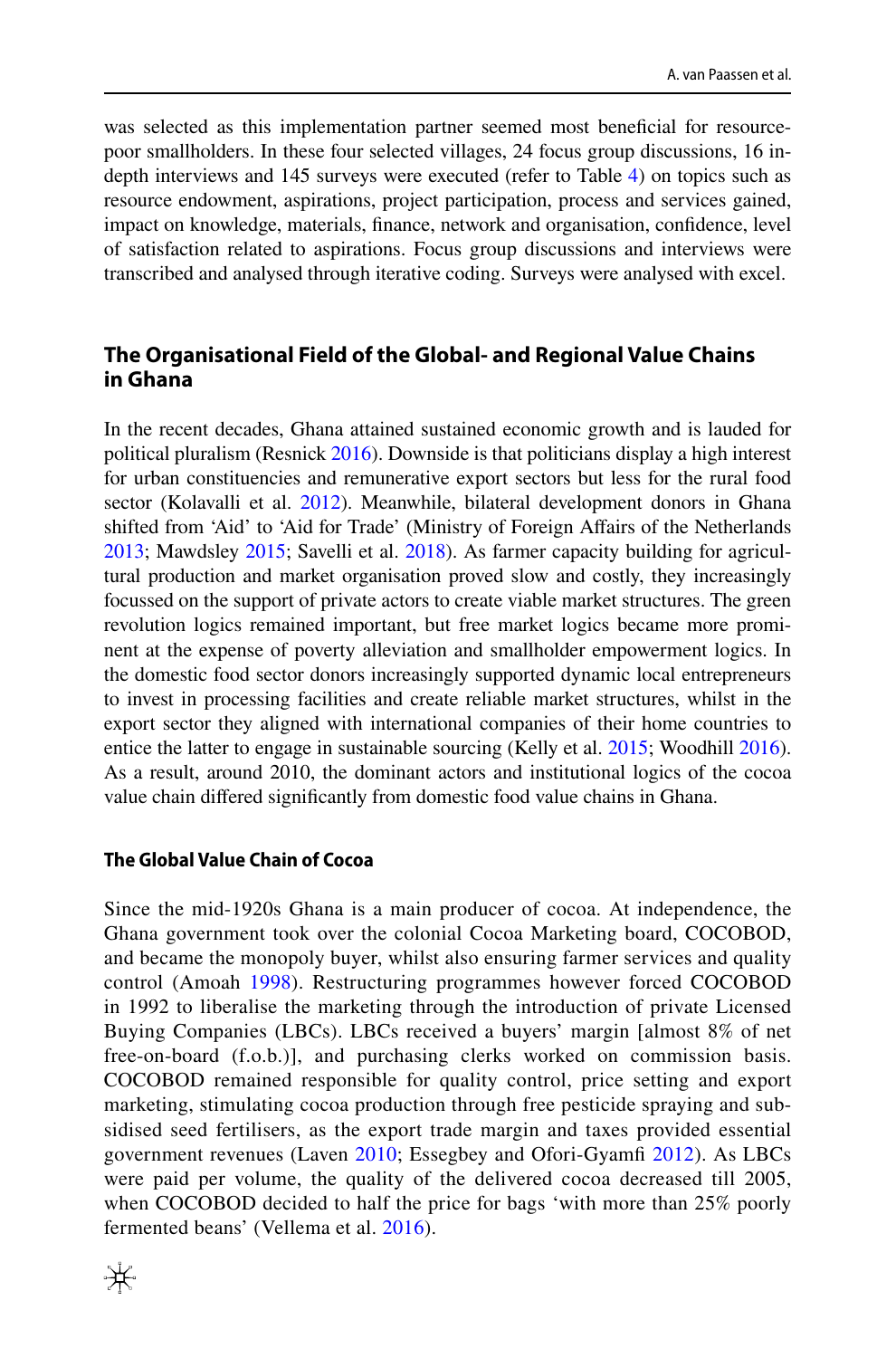was selected as this implementation partner seemed most beneficial for resource-poor smallholders. In these four selected villages, 24 focus group discussions, 16 in-depth interviews and 145 surveys were executed (refer to Table 4) on topics such as resource endowment, aspirations, project participation, process and services gained, impact on knowledge, materials, finance, network and organisation, confidence, level of satisfaction related to aspirations. Focus group discussions and interviews were transcribed and analysed through iterative coding. Surveys were analysed with excel.

## The Organisational Field of the Global- and Regional Value Chains in Ghana

In the recent decades, Ghana attained sustained economic growth and is lauded for political pluralism (Resnick 2016). Downside is that politicians display a high interest for urban constituencies and remunerative export sectors but less for the rural food sector (Kolavalli et al. 2012). Meanwhile, bilateral development donors in Ghana shifted from 'Aid' to 'Aid for Trade' (Ministry of Foreign Affairs of the Netherlands 2013; Mawdsley 2015; Savelli et al. 2018). As farmer capacity building for agricultural production and market organisation proved slow and costly, they increasingly focussed on the support of private actors to create viable market structures. The green revolution logics remained important, but free market logics became more prominent at the expense of poverty alleviation and smallholder empowerment logics. In the domestic food sector donors increasingly supported dynamic local entrepreneurs to invest in processing facilities and create reliable market structures, whilst in the export sector they aligned with international companies of their home countries to entice the latter to engage in sustainable sourcing (Kelly et al. 2015; Woodhill 2016). As a result, around 2010, the dominant actors and institutional logics of the cocoa value chain differed significantly from domestic food value chains in Ghana.

### The Global Value Chain of Cocoa

Since the mid-1920s Ghana is a main producer of cocoa. At independence, the Ghana government took over the colonial Cocoa Marketing board, COCOBOD, and became the monopoly buyer, whilst also ensuring farmer services and quality control (Amoah 1998). Restructuring programmes however forced COCOBOD in 1992 to liberalise the marketing through the introduction of private Licensed Buying Companies (LBCs). LBCs received a buyers' margin [almost 8% of net free-on-board (f.o.b.)], and purchasing clerks worked on commission basis. COCOBOD remained responsible for quality control, price setting and export marketing, stimulating cocoa production through free pesticide spraying and subsidised seed fertilisers, as the export trade margin and taxes provided essential government revenues (Laven 2010; Essegbey and Ofori-Gyamfi 2012). As LBCs were paid per volume, the quality of the delivered cocoa decreased till 2005, when COCOBOD decided to half the price for bags 'with more than 25% poorly fermented beans' (Vellema et al. 2016).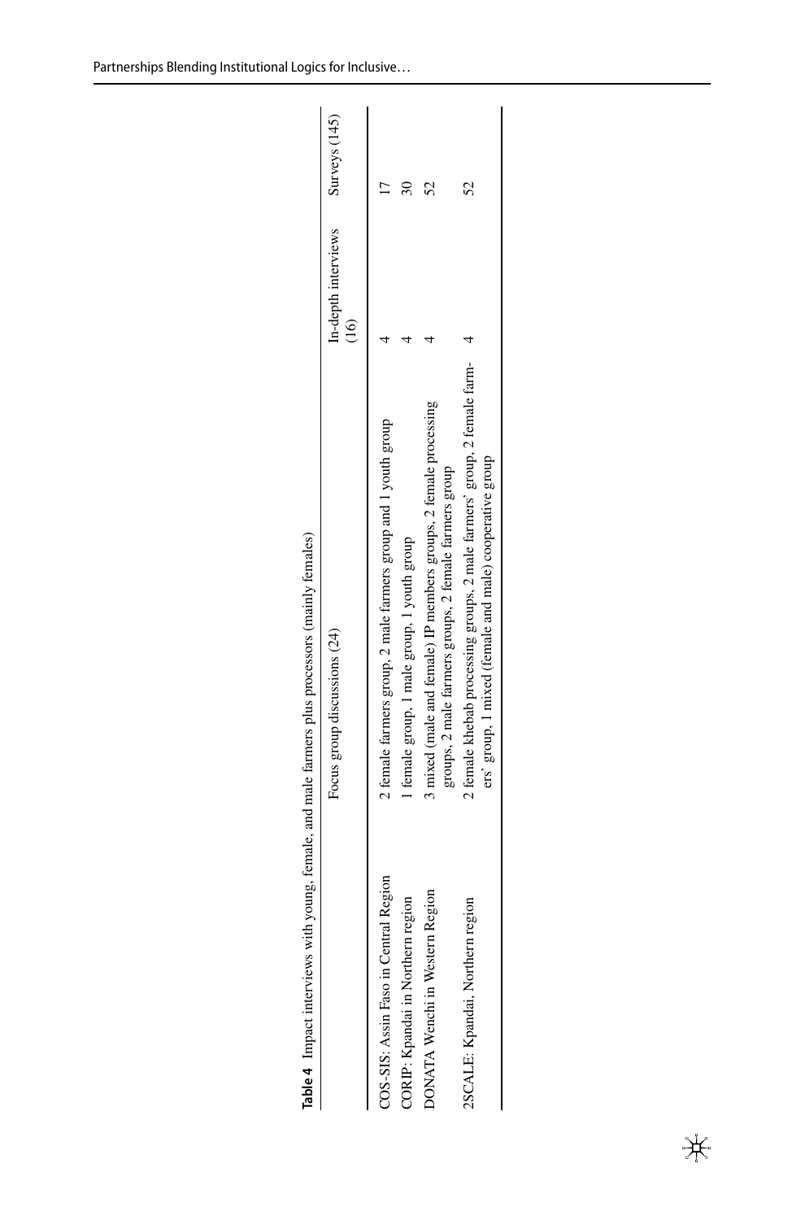**Table 4** Impact interviews with young, female, and male farmers plus processors (mainly females)

| | Focus group discussions (24) | In-depth interviews (16) | Surveys (145) |
|---|---|---|---|
| COS-SIS: Assin Faso in Central Region | 2 female farmers group, 2 male farmers group and 1 youth group | 4 | 17 |
| CORIP: Kpandai in Northern region | 1 female group, 1 male group, 1 youth group | 4 | 30 |
| DONATA Wenchi in Western Region | 3 mixed (male and female) IP members groups, 2 female processing groups, 2 male farmers groups, 2 female farmers group | 4 | 52 |
| 2SCALE: Kpandai, Northern region | 2 female khebab processing groups, 2 male farmers' group, 2 female farmers' group, 1 mixed (female and male) cooperative group | 4 | 52 |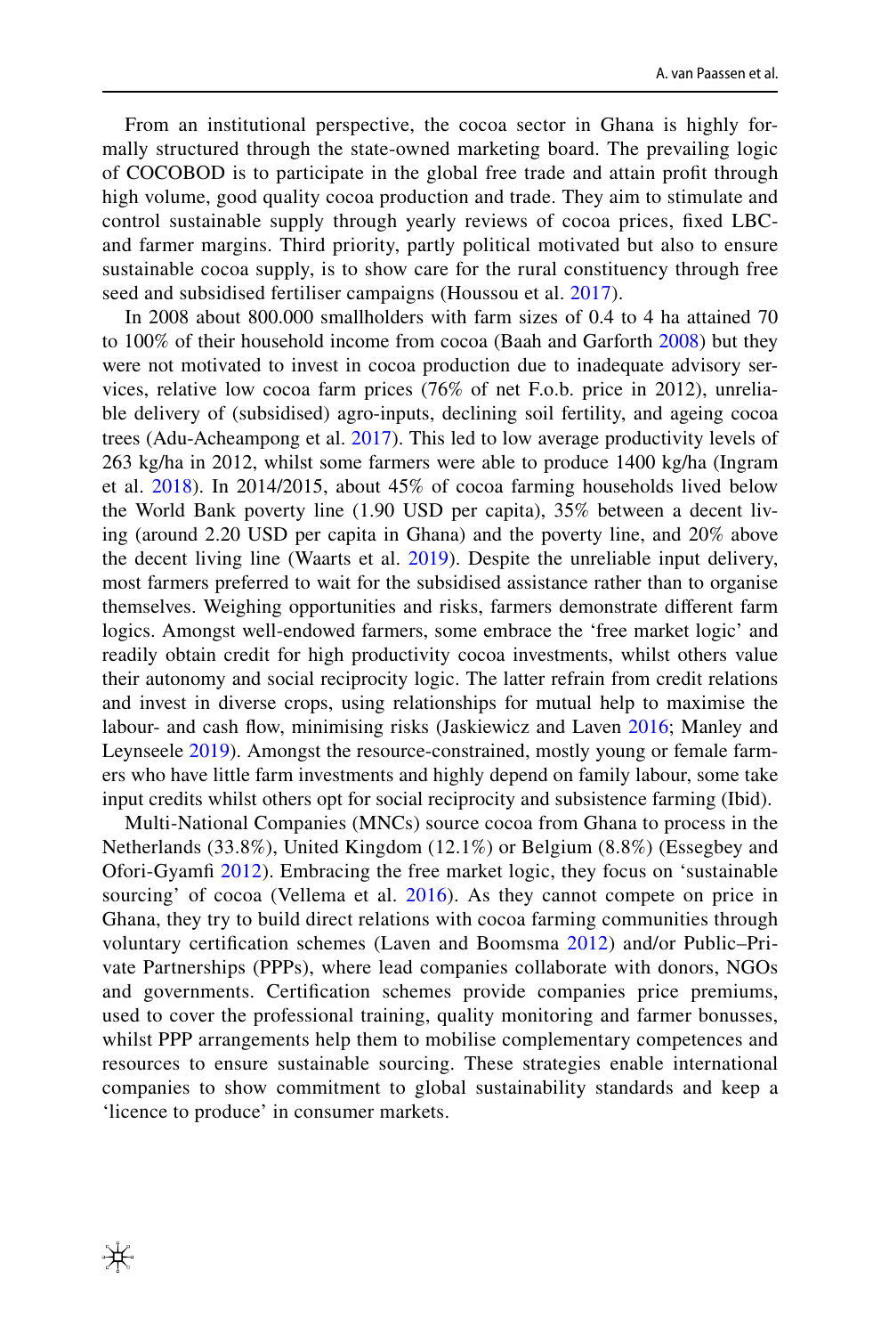From an institutional perspective, the cocoa sector in Ghana is highly formally structured through the state-owned marketing board. The prevailing logic of COCOBOD is to participate in the global free trade and attain profit through high volume, good quality cocoa production and trade. They aim to stimulate and control sustainable supply through yearly reviews of cocoa prices, fixed LBC- and farmer margins. Third priority, partly political motivated but also to ensure sustainable cocoa supply, is to show care for the rural constituency through free seed and subsidised fertiliser campaigns (Houssou et al. 2017).

In 2008 about 800.000 smallholders with farm sizes of 0.4 to 4 ha attained 70 to 100% of their household income from cocoa (Baah and Garforth 2008) but they were not motivated to invest in cocoa production due to inadequate advisory services, relative low cocoa farm prices (76% of net F.o.b. price in 2012), unreliable delivery of (subsidised) agro-inputs, declining soil fertility, and ageing cocoa trees (Adu-Acheampong et al. 2017). This led to low average productivity levels of 263 kg/ha in 2012, whilst some farmers were able to produce 1400 kg/ha (Ingram et al. 2018). In 2014/2015, about 45% of cocoa farming households lived below the World Bank poverty line (1.90 USD per capita), 35% between a decent living (around 2.20 USD per capita in Ghana) and the poverty line, and 20% above the decent living line (Waarts et al. 2019). Despite the unreliable input delivery, most farmers preferred to wait for the subsidised assistance rather than to organise themselves. Weighing opportunities and risks, farmers demonstrate different farm logics. Amongst well-endowed farmers, some embrace the 'free market logic' and readily obtain credit for high productivity cocoa investments, whilst others value their autonomy and social reciprocity logic. The latter refrain from credit relations and invest in diverse crops, using relationships for mutual help to maximise the labour- and cash flow, minimising risks (Jaskiewicz and Laven 2016; Manley and Leynseele 2019). Amongst the resource-constrained, mostly young or female farmers who have little farm investments and highly depend on family labour, some take input credits whilst others opt for social reciprocity and subsistence farming (Ibid).

Multi-National Companies (MNCs) source cocoa from Ghana to process in the Netherlands (33.8%), United Kingdom (12.1%) or Belgium (8.8%) (Essegbey and Ofori-Gyamfi 2012). Embracing the free market logic, they focus on 'sustainable sourcing' of cocoa (Vellema et al. 2016). As they cannot compete on price in Ghana, they try to build direct relations with cocoa farming communities through voluntary certification schemes (Laven and Boomsma 2012) and/or Public–Private Partnerships (PPPs), where lead companies collaborate with donors, NGOs and governments. Certification schemes provide companies price premiums, used to cover the professional training, quality monitoring and farmer bonusses, whilst PPP arrangements help them to mobilise complementary competences and resources to ensure sustainable sourcing. These strategies enable international companies to show commitment to global sustainability standards and keep a 'licence to produce' in consumer markets.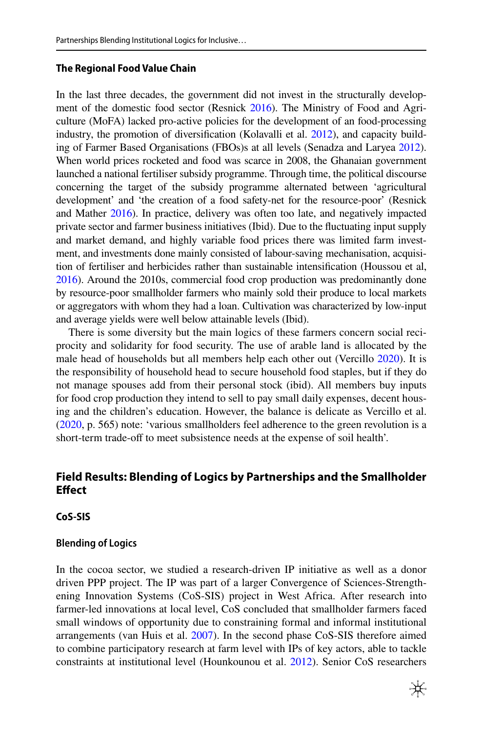### The Regional Food Value Chain

In the last three decades, the government did not invest in the structurally development of the domestic food sector (Resnick 2016). The Ministry of Food and Agriculture (MoFA) lacked pro-active policies for the development of an food-processing industry, the promotion of diversification (Kolavalli et al. 2012), and capacity building of Farmer Based Organisations (FBOs)s at all levels (Senadza and Laryea 2012). When world prices rocketed and food was scarce in 2008, the Ghanaian government launched a national fertiliser subsidy programme. Through time, the political discourse concerning the target of the subsidy programme alternated between 'agricultural development' and 'the creation of a food safety-net for the resource-poor' (Resnick and Mather 2016). In practice, delivery was often too late, and negatively impacted private sector and farmer business initiatives (Ibid). Due to the fluctuating input supply and market demand, and highly variable food prices there was limited farm investment, and investments done mainly consisted of labour-saving mechanisation, acquisition of fertiliser and herbicides rather than sustainable intensification (Houssou et al, 2016). Around the 2010s, commercial food crop production was predominantly done by resource-poor smallholder farmers who mainly sold their produce to local markets or aggregators with whom they had a loan. Cultivation was characterized by low-input and average yields were well below attainable levels (Ibid).

There is some diversity but the main logics of these farmers concern social reciprocity and solidarity for food security. The use of arable land is allocated by the male head of households but all members help each other out (Vercillo 2020). It is the responsibility of household head to secure household food staples, but if they do not manage spouses add from their personal stock (ibid). All members buy inputs for food crop production they intend to sell to pay small daily expenses, decent housing and the children's education. However, the balance is delicate as Vercillo et al. (2020, p. 565) note: 'various smallholders feel adherence to the green revolution is a short-term trade-off to meet subsistence needs at the expense of soil health'.

## Field Results: Blending of Logics by Partnerships and the Smallholder Effect

### CoS-SIS

#### Blending of Logics

In the cocoa sector, we studied a research-driven IP initiative as well as a donor driven PPP project. The IP was part of a larger Convergence of Sciences-Strengthening Innovation Systems (CoS-SIS) project in West Africa. After research into farmer-led innovations at local level, CoS concluded that smallholder farmers faced small windows of opportunity due to constraining formal and informal institutional arrangements (van Huis et al. 2007). In the second phase CoS-SIS therefore aimed to combine participatory research at farm level with IPs of key actors, able to tackle constraints at institutional level (Hounkounou et al. 2012). Senior CoS researchers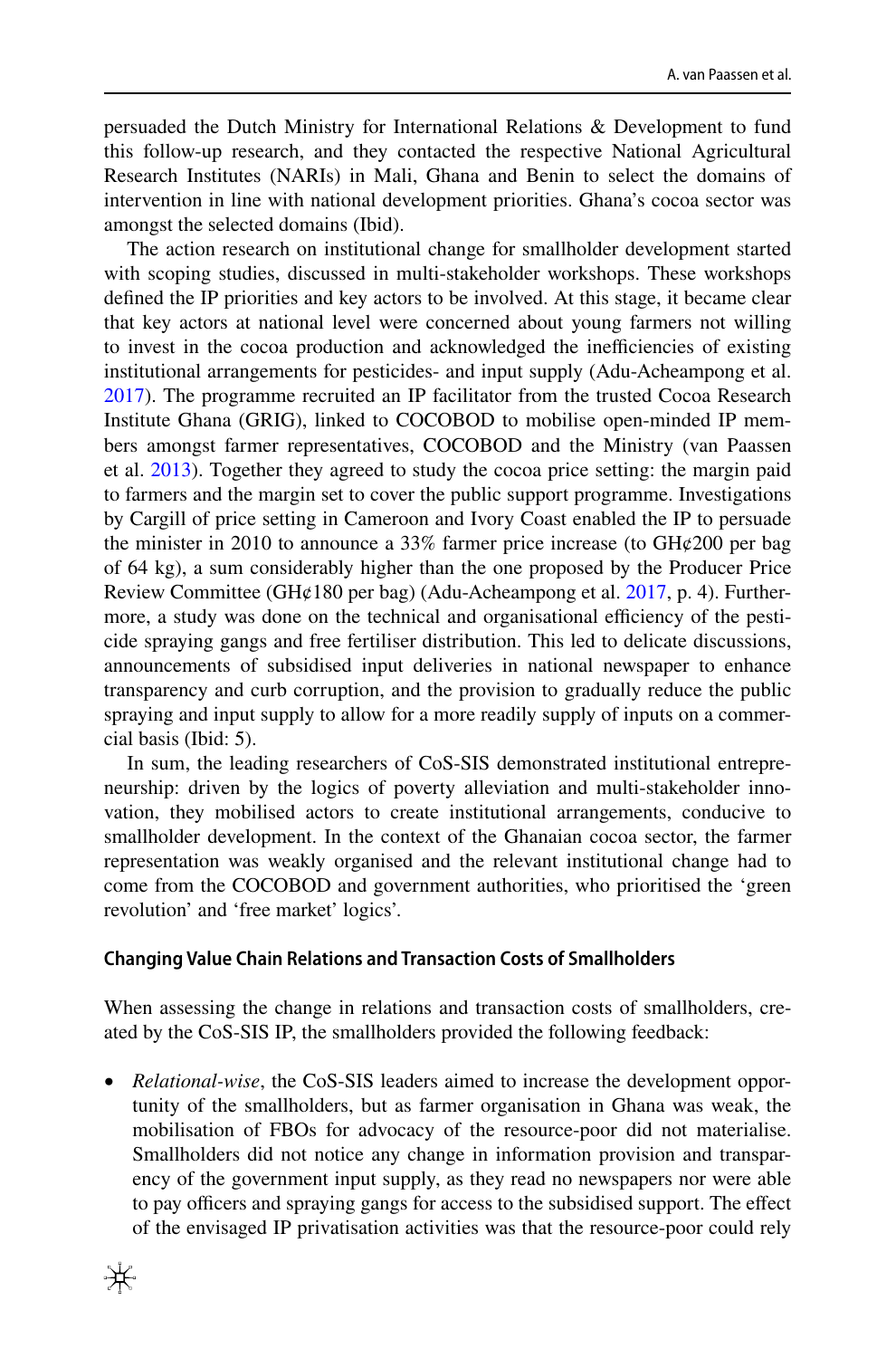persuaded the Dutch Ministry for International Relations & Development to fund this follow-up research, and they contacted the respective National Agricultural Research Institutes (NARIs) in Mali, Ghana and Benin to select the domains of intervention in line with national development priorities. Ghana's cocoa sector was amongst the selected domains (Ibid).

The action research on institutional change for smallholder development started with scoping studies, discussed in multi-stakeholder workshops. These workshops defined the IP priorities and key actors to be involved. At this stage, it became clear that key actors at national level were concerned about young farmers not willing to invest in the cocoa production and acknowledged the inefficiencies of existing institutional arrangements for pesticides- and input supply (Adu-Acheampong et al. 2017). The programme recruited an IP facilitator from the trusted Cocoa Research Institute Ghana (GRIG), linked to COCOBOD to mobilise open-minded IP members amongst farmer representatives, COCOBOD and the Ministry (van Paassen et al. 2013). Together they agreed to study the cocoa price setting: the margin paid to farmers and the margin set to cover the public support programme. Investigations by Cargill of price setting in Cameroon and Ivory Coast enabled the IP to persuade the minister in 2010 to announce a 33% farmer price increase (to GH¢200 per bag of 64 kg), a sum considerably higher than the one proposed by the Producer Price Review Committee (GH¢180 per bag) (Adu-Acheampong et al. 2017, p. 4). Furthermore, a study was done on the technical and organisational efficiency of the pesticide spraying gangs and free fertiliser distribution. This led to delicate discussions, announcements of subsidised input deliveries in national newspaper to enhance transparency and curb corruption, and the provision to gradually reduce the public spraying and input supply to allow for a more readily supply of inputs on a commercial basis (Ibid: 5).

In sum, the leading researchers of CoS-SIS demonstrated institutional entrepreneurship: driven by the logics of poverty alleviation and multi-stakeholder innovation, they mobilised actors to create institutional arrangements, conducive to smallholder development. In the context of the Ghanaian cocoa sector, the farmer representation was weakly organised and the relevant institutional change had to come from the COCOBOD and government authorities, who prioritised the 'green revolution' and 'free market' logics'.

#### Changing Value Chain Relations and Transaction Costs of Smallholders

When assessing the change in relations and transaction costs of smallholders, created by the CoS-SIS IP, the smallholders provided the following feedback:

- *Relational-wise*, the CoS-SIS leaders aimed to increase the development opportunity of the smallholders, but as farmer organisation in Ghana was weak, the mobilisation of FBOs for advocacy of the resource-poor did not materialise. Smallholders did not notice any change in information provision and transparency of the government input supply, as they read no newspapers nor were able to pay officers and spraying gangs for access to the subsidised support. The effect of the envisaged IP privatisation activities was that the resource-poor could rely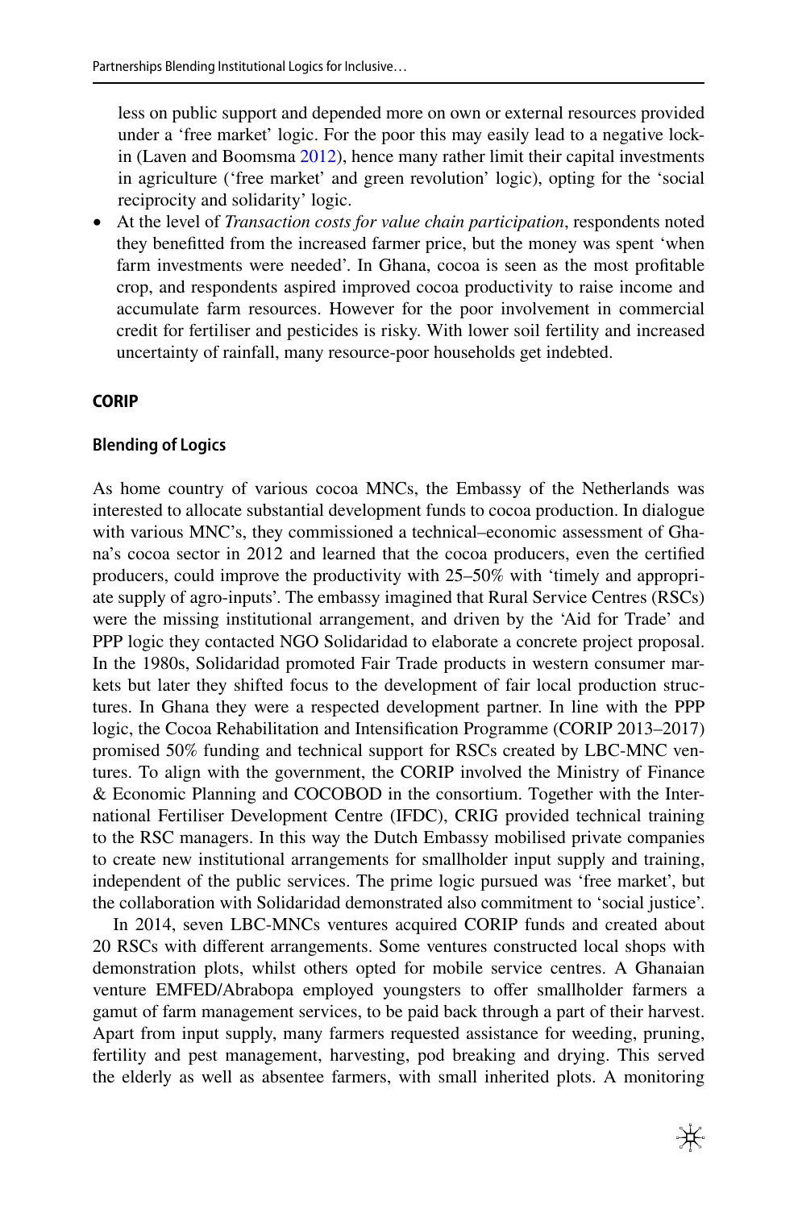less on public support and depended more on own or external resources provided under a 'free market' logic. For the poor this may easily lead to a negative lock-in (Laven and Boomsma 2012), hence many rather limit their capital investments in agriculture ('free market' and green revolution' logic), opting for the 'social reciprocity and solidarity' logic.

- At the level of *Transaction costs for value chain participation*, respondents noted they benefitted from the increased farmer price, but the money was spent 'when farm investments were needed'. In Ghana, cocoa is seen as the most profitable crop, and respondents aspired improved cocoa productivity to raise income and accumulate farm resources. However for the poor involvement in commercial credit for fertiliser and pesticides is risky. With lower soil fertility and increased uncertainty of rainfall, many resource-poor households get indebted.

### CORIP

#### Blending of Logics

As home country of various cocoa MNCs, the Embassy of the Netherlands was interested to allocate substantial development funds to cocoa production. In dialogue with various MNC's, they commissioned a technical–economic assessment of Ghana's cocoa sector in 2012 and learned that the cocoa producers, even the certified producers, could improve the productivity with 25–50% with 'timely and appropriate supply of agro-inputs'. The embassy imagined that Rural Service Centres (RSCs) were the missing institutional arrangement, and driven by the 'Aid for Trade' and PPP logic they contacted NGO Solidaridad to elaborate a concrete project proposal. In the 1980s, Solidaridad promoted Fair Trade products in western consumer markets but later they shifted focus to the development of fair local production structures. In Ghana they were a respected development partner. In line with the PPP logic, the Cocoa Rehabilitation and Intensification Programme (CORIP 2013–2017) promised 50% funding and technical support for RSCs created by LBC-MNC ventures. To align with the government, the CORIP involved the Ministry of Finance & Economic Planning and COCOBOD in the consortium. Together with the International Fertiliser Development Centre (IFDC), CRIG provided technical training to the RSC managers. In this way the Dutch Embassy mobilised private companies to create new institutional arrangements for smallholder input supply and training, independent of the public services. The prime logic pursued was 'free market', but the collaboration with Solidaridad demonstrated also commitment to 'social justice'.

In 2014, seven LBC-MNCs ventures acquired CORIP funds and created about 20 RSCs with different arrangements. Some ventures constructed local shops with demonstration plots, whilst others opted for mobile service centres. A Ghanaian venture EMFED/Abrabopa employed youngsters to offer smallholder farmers a gamut of farm management services, to be paid back through a part of their harvest. Apart from input supply, many farmers requested assistance for weeding, pruning, fertility and pest management, harvesting, pod breaking and drying. This served the elderly as well as absentee farmers, with small inherited plots. A monitoring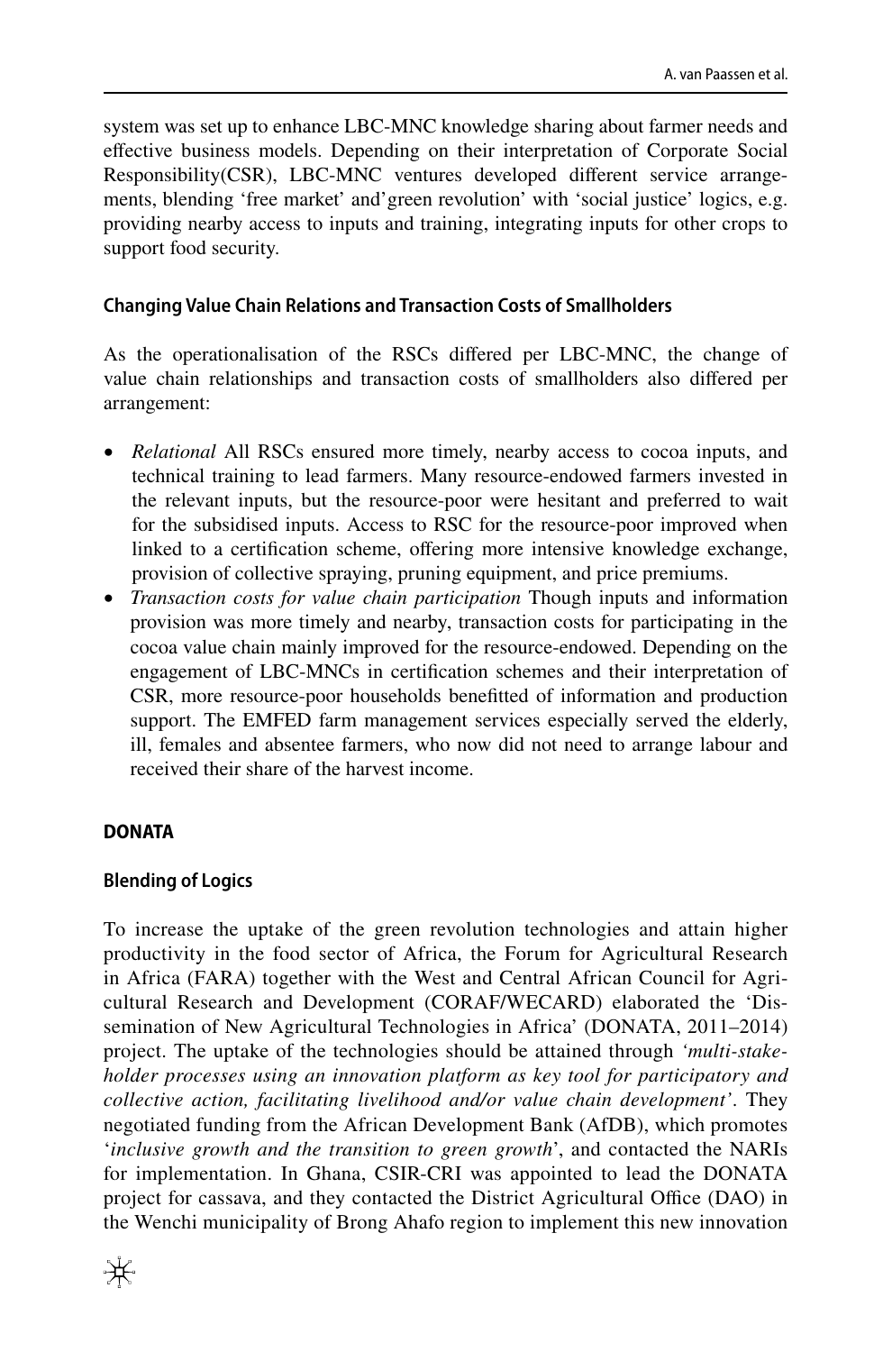system was set up to enhance LBC-MNC knowledge sharing about farmer needs and effective business models. Depending on their interpretation of Corporate Social Responsibility(CSR), LBC-MNC ventures developed different service arrangements, blending 'free market' and'green revolution' with 'social justice' logics, e.g. providing nearby access to inputs and training, integrating inputs for other crops to support food security.

### Changing Value Chain Relations and Transaction Costs of Smallholders

As the operationalisation of the RSCs differed per LBC-MNC, the change of value chain relationships and transaction costs of smallholders also differed per arrangement:

- *Relational* All RSCs ensured more timely, nearby access to cocoa inputs, and technical training to lead farmers. Many resource-endowed farmers invested in the relevant inputs, but the resource-poor were hesitant and preferred to wait for the subsidised inputs. Access to RSC for the resource-poor improved when linked to a certification scheme, offering more intensive knowledge exchange, provision of collective spraying, pruning equipment, and price premiums.
- *Transaction costs for value chain participation* Though inputs and information provision was more timely and nearby, transaction costs for participating in the cocoa value chain mainly improved for the resource-endowed. Depending on the engagement of LBC-MNCs in certification schemes and their interpretation of CSR, more resource-poor households benefitted of information and production support. The EMFED farm management services especially served the elderly, ill, females and absentee farmers, who now did not need to arrange labour and received their share of the harvest income.

## DONATA

### Blending of Logics

To increase the uptake of the green revolution technologies and attain higher productivity in the food sector of Africa, the Forum for Agricultural Research in Africa (FARA) together with the West and Central African Council for Agricultural Research and Development (CORAF/WECARD) elaborated the 'Dissemination of New Agricultural Technologies in Africa' (DONATA, 2011–2014) project. The uptake of the technologies should be attained through *'multi-stakeholder processes using an innovation platform as key tool for participatory and collective action, facilitating livelihood and/or value chain development'*. They negotiated funding from the African Development Bank (AfDB), which promotes '*inclusive growth and the transition to green growth*', and contacted the NARIs for implementation. In Ghana, CSIR-CRI was appointed to lead the DONATA project for cassava, and they contacted the District Agricultural Office (DAO) in the Wenchi municipality of Brong Ahafo region to implement this new innovation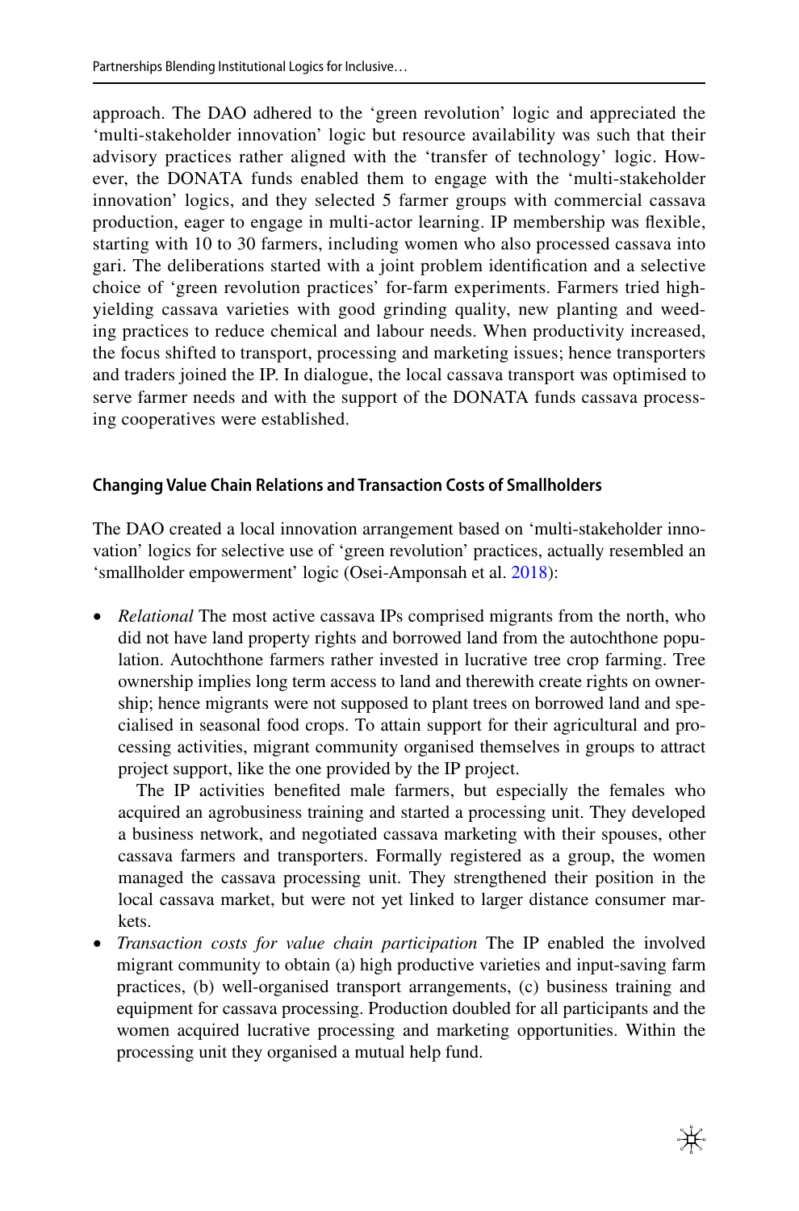approach. The DAO adhered to the 'green revolution' logic and appreciated the 'multi-stakeholder innovation' logic but resource availability was such that their advisory practices rather aligned with the 'transfer of technology' logic. However, the DONATA funds enabled them to engage with the 'multi-stakeholder innovation' logics, and they selected 5 farmer groups with commercial cassava production, eager to engage in multi-actor learning. IP membership was flexible, starting with 10 to 30 farmers, including women who also processed cassava into gari. The deliberations started with a joint problem identification and a selective choice of 'green revolution practices' for-farm experiments. Farmers tried high-yielding cassava varieties with good grinding quality, new planting and weeding practices to reduce chemical and labour needs. When productivity increased, the focus shifted to transport, processing and marketing issues; hence transporters and traders joined the IP. In dialogue, the local cassava transport was optimised to serve farmer needs and with the support of the DONATA funds cassava processing cooperatives were established.

#### Changing Value Chain Relations and Transaction Costs of Smallholders

The DAO created a local innovation arrangement based on 'multi-stakeholder innovation' logics for selective use of 'green revolution' practices, actually resembled an 'smallholder empowerment' logic (Osei-Amponsah et al. 2018):

- *Relational* The most active cassava IPs comprised migrants from the north, who did not have land property rights and borrowed land from the autochthone population. Autochthone farmers rather invested in lucrative tree crop farming. Tree ownership implies long term access to land and therewith create rights on ownership; hence migrants were not supposed to plant trees on borrowed land and specialised in seasonal food crops. To attain support for their agricultural and processing activities, migrant community organised themselves in groups to attract project support, like the one provided by the IP project.

  The IP activities benefited male farmers, but especially the females who acquired an agrobusiness training and started a processing unit. They developed a business network, and negotiated cassava marketing with their spouses, other cassava farmers and transporters. Formally registered as a group, the women managed the cassava processing unit. They strengthened their position in the local cassava market, but were not yet linked to larger distance consumer markets.
- *Transaction costs for value chain participation* The IP enabled the involved migrant community to obtain (a) high productive varieties and input-saving farm practices, (b) well-organised transport arrangements, (c) business training and equipment for cassava processing. Production doubled for all participants and the women acquired lucrative processing and marketing opportunities. Within the processing unit they organised a mutual help fund.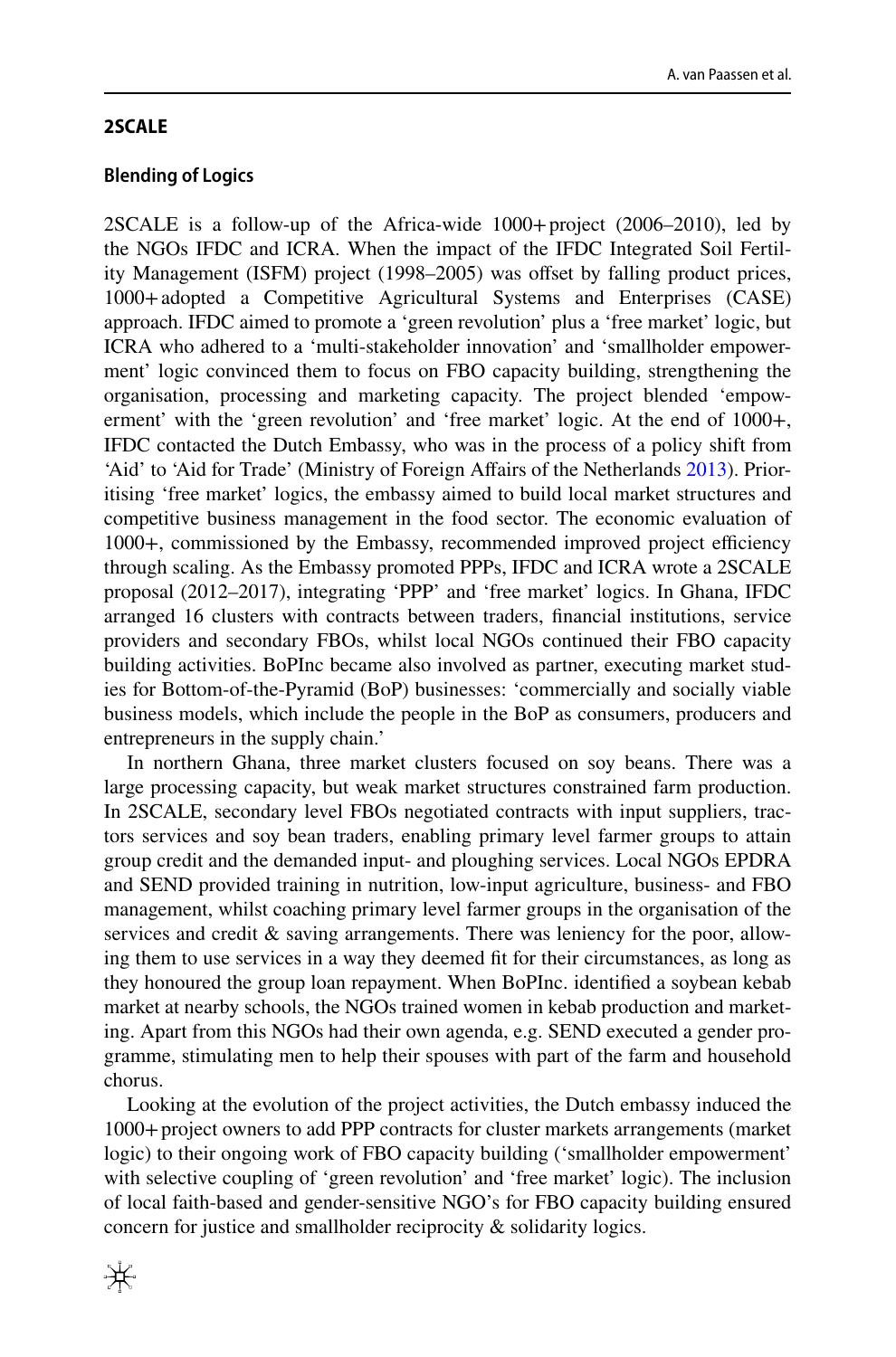## 2SCALE

### Blending of Logics

2SCALE is a follow-up of the Africa-wide 1000+ project (2006–2010), led by the NGOs IFDC and ICRA. When the impact of the IFDC Integrated Soil Fertility Management (ISFM) project (1998–2005) was offset by falling product prices, 1000+ adopted a Competitive Agricultural Systems and Enterprises (CASE) approach. IFDC aimed to promote a 'green revolution' plus a 'free market' logic, but ICRA who adhered to a 'multi-stakeholder innovation' and 'smallholder empowerment' logic convinced them to focus on FBO capacity building, strengthening the organisation, processing and marketing capacity. The project blended 'empowerment' with the 'green revolution' and 'free market' logic. At the end of 1000+, IFDC contacted the Dutch Embassy, who was in the process of a policy shift from 'Aid' to 'Aid for Trade' (Ministry of Foreign Affairs of the Netherlands 2013). Prioritising 'free market' logics, the embassy aimed to build local market structures and competitive business management in the food sector. The economic evaluation of 1000+, commissioned by the Embassy, recommended improved project efficiency through scaling. As the Embassy promoted PPPs, IFDC and ICRA wrote a 2SCALE proposal (2012–2017), integrating 'PPP' and 'free market' logics. In Ghana, IFDC arranged 16 clusters with contracts between traders, financial institutions, service providers and secondary FBOs, whilst local NGOs continued their FBO capacity building activities. BoPInc became also involved as partner, executing market studies for Bottom-of-the-Pyramid (BoP) businesses: 'commercially and socially viable business models, which include the people in the BoP as consumers, producers and entrepreneurs in the supply chain.'

In northern Ghana, three market clusters focused on soy beans. There was a large processing capacity, but weak market structures constrained farm production. In 2SCALE, secondary level FBOs negotiated contracts with input suppliers, tractors services and soy bean traders, enabling primary level farmer groups to attain group credit and the demanded input- and ploughing services. Local NGOs EPDRA and SEND provided training in nutrition, low-input agriculture, business- and FBO management, whilst coaching primary level farmer groups in the organisation of the services and credit & saving arrangements. There was leniency for the poor, allowing them to use services in a way they deemed fit for their circumstances, as long as they honoured the group loan repayment. When BoPInc. identified a soybean kebab market at nearby schools, the NGOs trained women in kebab production and marketing. Apart from this NGOs had their own agenda, e.g. SEND executed a gender programme, stimulating men to help their spouses with part of the farm and household chorus.

Looking at the evolution of the project activities, the Dutch embassy induced the 1000+ project owners to add PPP contracts for cluster markets arrangements (market logic) to their ongoing work of FBO capacity building ('smallholder empowerment' with selective coupling of 'green revolution' and 'free market' logic). The inclusion of local faith-based and gender-sensitive NGO's for FBO capacity building ensured concern for justice and smallholder reciprocity & solidarity logics.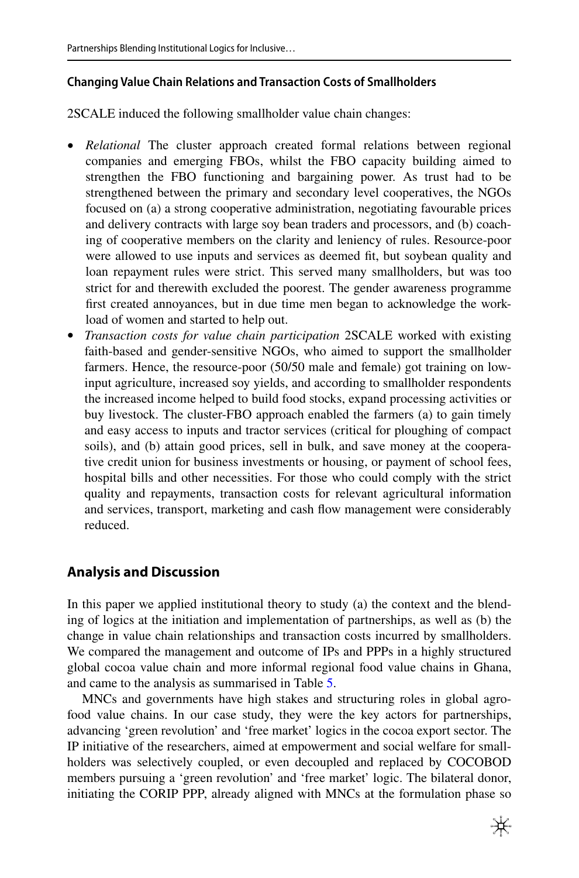#### Changing Value Chain Relations and Transaction Costs of Smallholders

2SCALE induced the following smallholder value chain changes:

- *Relational* The cluster approach created formal relations between regional companies and emerging FBOs, whilst the FBO capacity building aimed to strengthen the FBO functioning and bargaining power. As trust had to be strengthened between the primary and secondary level cooperatives, the NGOs focused on (a) a strong cooperative administration, negotiating favourable prices and delivery contracts with large soy bean traders and processors, and (b) coaching of cooperative members on the clarity and leniency of rules. Resource-poor were allowed to use inputs and services as deemed fit, but soybean quality and loan repayment rules were strict. This served many smallholders, but was too strict for and therewith excluded the poorest. The gender awareness programme first created annoyances, but in due time men began to acknowledge the workload of women and started to help out.
- *Transaction costs for value chain participation* 2SCALE worked with existing faith-based and gender-sensitive NGOs, who aimed to support the smallholder farmers. Hence, the resource-poor (50/50 male and female) got training on low-input agriculture, increased soy yields, and according to smallholder respondents the increased income helped to build food stocks, expand processing activities or buy livestock. The cluster-FBO approach enabled the farmers (a) to gain timely and easy access to inputs and tractor services (critical for ploughing of compact soils), and (b) attain good prices, sell in bulk, and save money at the cooperative credit union for business investments or housing, or payment of school fees, hospital bills and other necessities. For those who could comply with the strict quality and repayments, transaction costs for relevant agricultural information and services, transport, marketing and cash flow management were considerably reduced.

## Analysis and Discussion

In this paper we applied institutional theory to study (a) the context and the blending of logics at the initiation and implementation of partnerships, as well as (b) the change in value chain relationships and transaction costs incurred by smallholders. We compared the management and outcome of IPs and PPPs in a highly structured global cocoa value chain and more informal regional food value chains in Ghana, and came to the analysis as summarised in Table 5.

MNCs and governments have high stakes and structuring roles in global agro-food value chains. In our case study, they were the key actors for partnerships, advancing 'green revolution' and 'free market' logics in the cocoa export sector. The IP initiative of the researchers, aimed at empowerment and social welfare for smallholders was selectively coupled, or even decoupled and replaced by COCOBOD members pursuing a 'green revolution' and 'free market' logic. The bilateral donor, initiating the CORIP PPP, already aligned with MNCs at the formulation phase so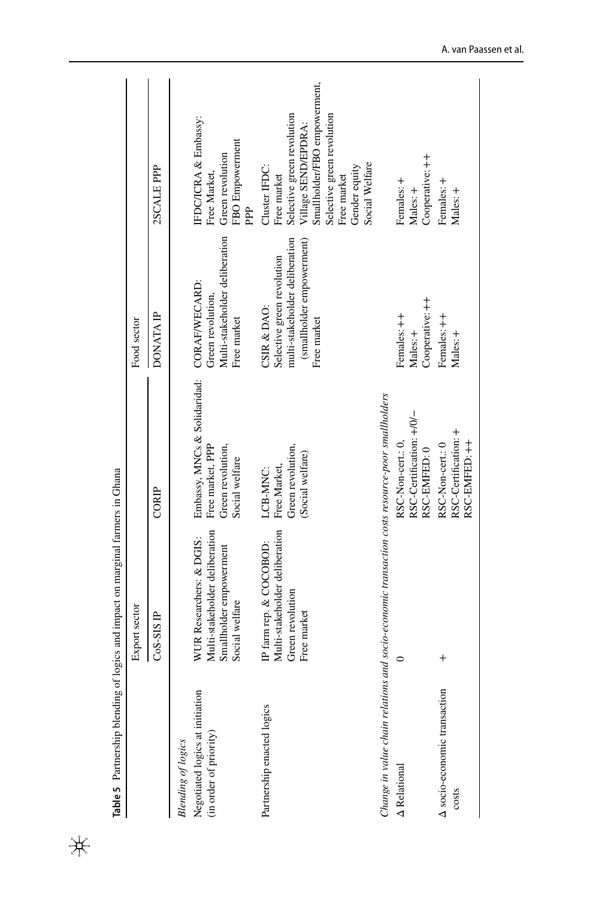**Table 5** Partnership blending of logics and impact on marginal farmers in Ghana

| | Export sector | | Food sector | |
|---|---|---|---|---|
| | CoS-SIS IP | CORIP | DONATA IP | 2SCALE PPP |
| *Blending of logics* | | | | |
| Negotiated logics at initiation (in order of priority) | WUR Researchers: & DGIS: Multi-stakeholder deliberation Smallholder empowerment Social welfare | Embassy, MNCs & Solidaridad: Free market, PPP Green revolution, Social welfare | CORAF/WECARD: Green revolution, Multi-stakeholder deliberation Free market | IFDC/ICRA & Embassy: Free Market, Green revolution FBO Empowerment PPP |
| Partnership enacted logics | IP farm rep. & COCOBOD: Multi-stakeholder deliberation Green revolution Free market | LCB-MNC: Free Market, Green revolution, (Social welfare) | CSIR & DAO: Selective green revolution multi-stakeholder deliberation (smallholder empowerment) Free market | Cluster IFDC: Free market Selective green revolution Village SEND/EPDRA: Smallholder/FBO empowerment, Selective green revolution Free market Gender equity Social Welfare |
| *Change in value chain relations and socio-economic transaction costs resource-poor smallholders* | | | | |
| Δ Relational | 0 | RSC-Non-cert.: 0, RSC-Certification: +/0/– RSC-EMFED: 0 | Females: ++ Males: + Cooperative: ++ | Females: + Males: + Cooperative: ++ |
| Δ socio-economic transaction costs | + | RSC-Non-cert.: 0 RSC-Certification: + RSC-EMFED: ++ | Females: ++ Males: + | Females: + Males: + |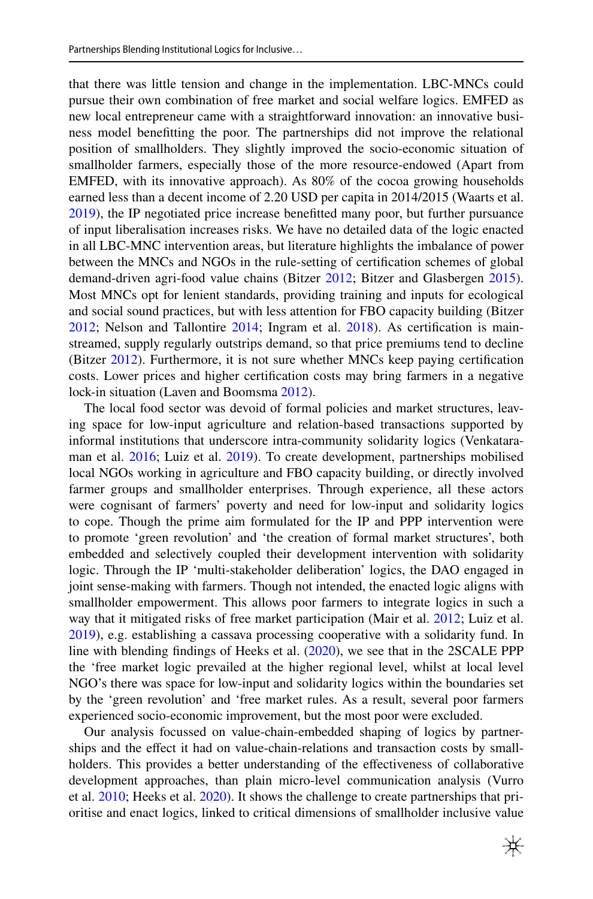that there was little tension and change in the implementation. LBC-MNCs could pursue their own combination of free market and social welfare logics. EMFED as new local entrepreneur came with a straightforward innovation: an innovative business model benefitting the poor. The partnerships did not improve the relational position of smallholders. They slightly improved the socio-economic situation of smallholder farmers, especially those of the more resource-endowed (Apart from EMFED, with its innovative approach). As 80% of the cocoa growing households earned less than a decent income of 2.20 USD per capita in 2014/2015 (Waarts et al. 2019), the IP negotiated price increase benefitted many poor, but further pursuance of input liberalisation increases risks. We have no detailed data of the logic enacted in all LBC-MNC intervention areas, but literature highlights the imbalance of power between the MNCs and NGOs in the rule-setting of certification schemes of global demand-driven agri-food value chains (Bitzer 2012; Bitzer and Glasbergen 2015). Most MNCs opt for lenient standards, providing training and inputs for ecological and social sound practices, but with less attention for FBO capacity building (Bitzer 2012; Nelson and Tallontire 2014; Ingram et al. 2018). As certification is mainstreamed, supply regularly outstrips demand, so that price premiums tend to decline (Bitzer 2012). Furthermore, it is not sure whether MNCs keep paying certification costs. Lower prices and higher certification costs may bring farmers in a negative lock-in situation (Laven and Boomsma 2012).

The local food sector was devoid of formal policies and market structures, leaving space for low-input agriculture and relation-based transactions supported by informal institutions that underscore intra-community solidarity logics (Venkataraman et al. 2016; Luiz et al. 2019). To create development, partnerships mobilised local NGOs working in agriculture and FBO capacity building, or directly involved farmer groups and smallholder enterprises. Through experience, all these actors were cognisant of farmers' poverty and need for low-input and solidarity logics to cope. Though the prime aim formulated for the IP and PPP intervention were to promote 'green revolution' and 'the creation of formal market structures', both embedded and selectively coupled their development intervention with solidarity logic. Through the IP 'multi-stakeholder deliberation' logics, the DAO engaged in joint sense-making with farmers. Though not intended, the enacted logic aligns with smallholder empowerment. This allows poor farmers to integrate logics in such a way that it mitigated risks of free market participation (Mair et al. 2012; Luiz et al. 2019), e.g. establishing a cassava processing cooperative with a solidarity fund. In line with blending findings of Heeks et al. (2020), we see that in the 2SCALE PPP the 'free market logic prevailed at the higher regional level, whilst at local level NGO's there was space for low-input and solidarity logics within the boundaries set by the 'green revolution' and 'free market rules. As a result, several poor farmers experienced socio-economic improvement, but the most poor were excluded.

Our analysis focussed on value-chain-embedded shaping of logics by partnerships and the effect it had on value-chain-relations and transaction costs by smallholders. This provides a better understanding of the effectiveness of collaborative development approaches, than plain micro-level communication analysis (Vurro et al. 2010; Heeks et al. 2020). It shows the challenge to create partnerships that prioritise and enact logics, linked to critical dimensions of smallholder inclusive value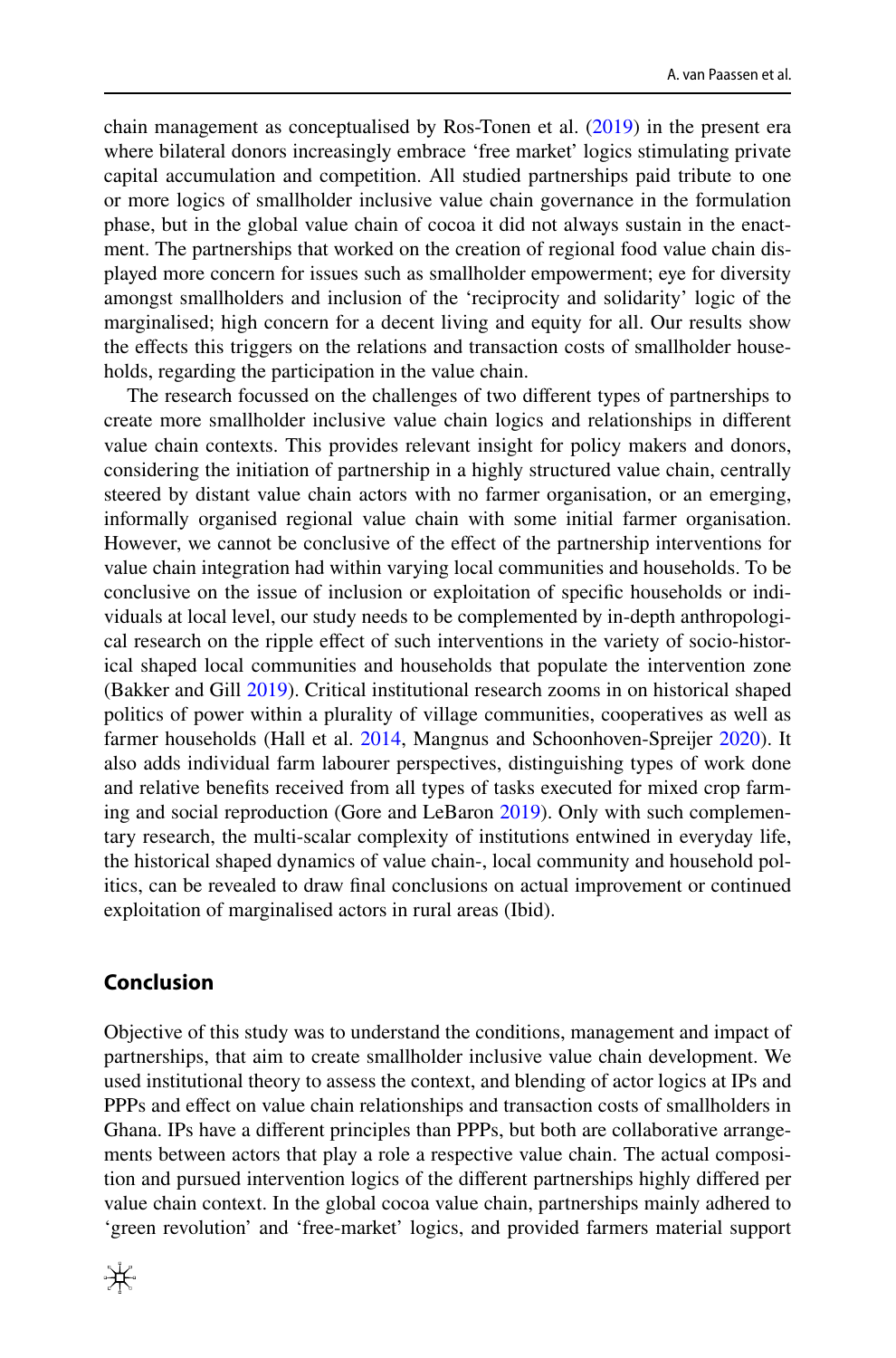chain management as conceptualised by Ros-Tonen et al. (2019) in the present era where bilateral donors increasingly embrace 'free market' logics stimulating private capital accumulation and competition. All studied partnerships paid tribute to one or more logics of smallholder inclusive value chain governance in the formulation phase, but in the global value chain of cocoa it did not always sustain in the enactment. The partnerships that worked on the creation of regional food value chain displayed more concern for issues such as smallholder empowerment; eye for diversity amongst smallholders and inclusion of the 'reciprocity and solidarity' logic of the marginalised; high concern for a decent living and equity for all. Our results show the effects this triggers on the relations and transaction costs of smallholder households, regarding the participation in the value chain.

The research focussed on the challenges of two different types of partnerships to create more smallholder inclusive value chain logics and relationships in different value chain contexts. This provides relevant insight for policy makers and donors, considering the initiation of partnership in a highly structured value chain, centrally steered by distant value chain actors with no farmer organisation, or an emerging, informally organised regional value chain with some initial farmer organisation. However, we cannot be conclusive of the effect of the partnership interventions for value chain integration had within varying local communities and households. To be conclusive on the issue of inclusion or exploitation of specific households or individuals at local level, our study needs to be complemented by in-depth anthropological research on the ripple effect of such interventions in the variety of socio-historical shaped local communities and households that populate the intervention zone (Bakker and Gill 2019). Critical institutional research zooms in on historical shaped politics of power within a plurality of village communities, cooperatives as well as farmer households (Hall et al. 2014, Mangnus and Schoonhoven-Spreijer 2020). It also adds individual farm labourer perspectives, distinguishing types of work done and relative benefits received from all types of tasks executed for mixed crop farming and social reproduction (Gore and LeBaron 2019). Only with such complementary research, the multi-scalar complexity of institutions entwined in everyday life, the historical shaped dynamics of value chain-, local community and household politics, can be revealed to draw final conclusions on actual improvement or continued exploitation of marginalised actors in rural areas (Ibid).

## Conclusion

Objective of this study was to understand the conditions, management and impact of partnerships, that aim to create smallholder inclusive value chain development. We used institutional theory to assess the context, and blending of actor logics at IPs and PPPs and effect on value chain relationships and transaction costs of smallholders in Ghana. IPs have a different principles than PPPs, but both are collaborative arrangements between actors that play a role a respective value chain. The actual composition and pursued intervention logics of the different partnerships highly differed per value chain context. In the global cocoa value chain, partnerships mainly adhered to 'green revolution' and 'free-market' logics, and provided farmers material support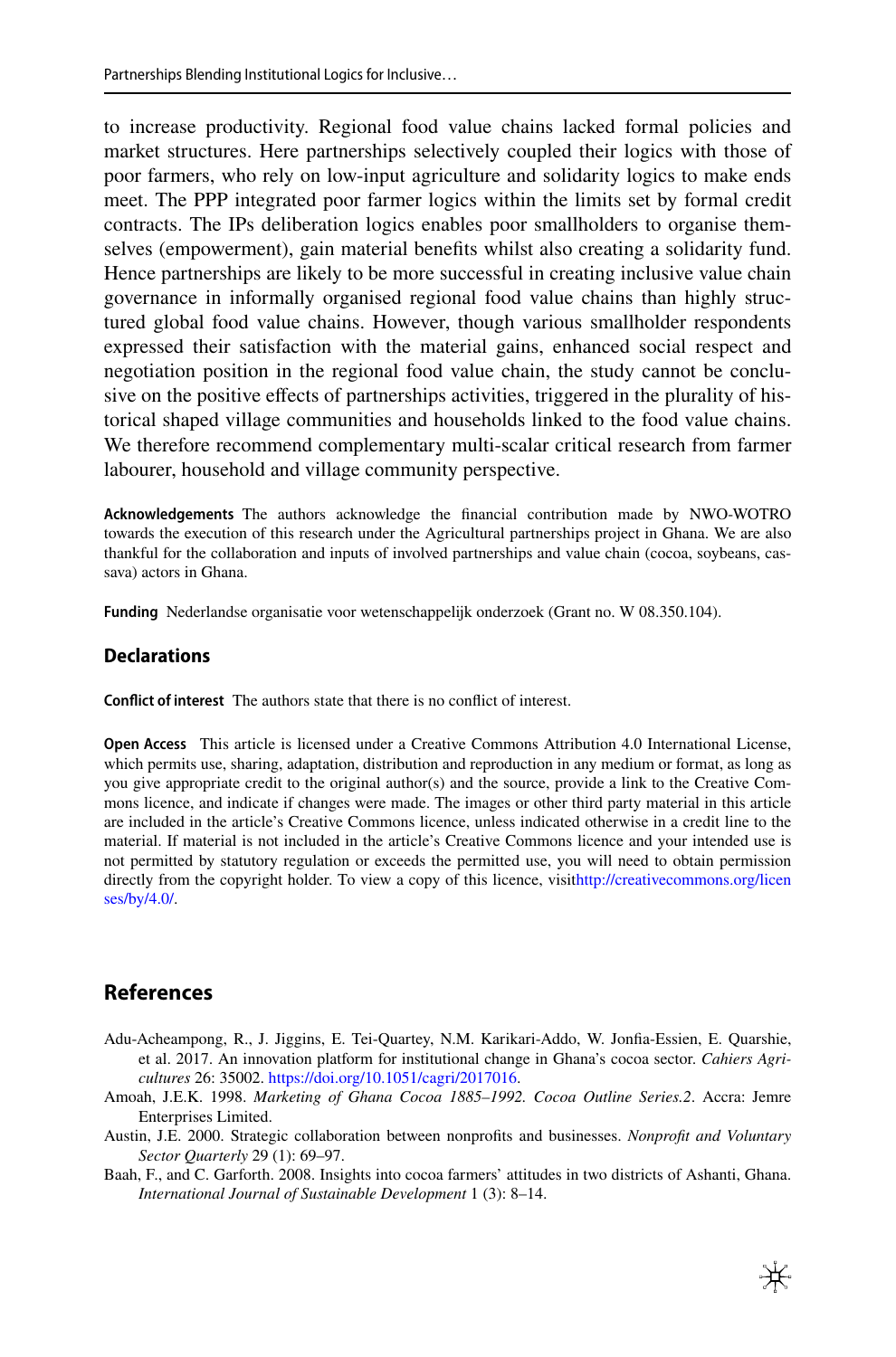to increase productivity. Regional food value chains lacked formal policies and market structures. Here partnerships selectively coupled their logics with those of poor farmers, who rely on low-input agriculture and solidarity logics to make ends meet. The PPP integrated poor farmer logics within the limits set by formal credit contracts. The IPs deliberation logics enables poor smallholders to organise themselves (empowerment), gain material benefits whilst also creating a solidarity fund. Hence partnerships are likely to be more successful in creating inclusive value chain governance in informally organised regional food value chains than highly structured global food value chains. However, though various smallholder respondents expressed their satisfaction with the material gains, enhanced social respect and negotiation position in the regional food value chain, the study cannot be conclusive on the positive effects of partnerships activities, triggered in the plurality of historical shaped village communities and households linked to the food value chains. We therefore recommend complementary multi-scalar critical research from farmer labourer, household and village community perspective.

**Acknowledgements** The authors acknowledge the financial contribution made by NWO-WOTRO towards the execution of this research under the Agricultural partnerships project in Ghana. We are also thankful for the collaboration and inputs of involved partnerships and value chain (cocoa, soybeans, cassava) actors in Ghana.

**Funding** Nederlandse organisatie voor wetenschappelijk onderzoek (Grant no. W 08.350.104).

## Declarations

**Conflict of interest** The authors state that there is no conflict of interest.

**Open Access** This article is licensed under a Creative Commons Attribution 4.0 International License, which permits use, sharing, adaptation, distribution and reproduction in any medium or format, as long as you give appropriate credit to the original author(s) and the source, provide a link to the Creative Commons licence, and indicate if changes were made. The images or other third party material in this article are included in the article's Creative Commons licence, unless indicated otherwise in a credit line to the material. If material is not included in the article's Creative Commons licence and your intended use is not permitted by statutory regulation or exceeds the permitted use, you will need to obtain permission directly from the copyright holder. To view a copy of this licence, visit http://creativecommons.org/licenses/by/4.0/.

## References

Adu-Acheampong, R., J. Jiggins, E. Tei-Quartey, N.M. Karikari-Addo, W. Jonfia-Essien, E. Quarshie, et al. 2017. An innovation platform for institutional change in Ghana's cocoa sector. *Cahiers Agricultures* 26: 35002. https://doi.org/10.1051/cagri/2017016.

Amoah, J.E.K. 1998. *Marketing of Ghana Cocoa 1885–1992. Cocoa Outline Series.2*. Accra: Jemre Enterprises Limited.

Austin, J.E. 2000. Strategic collaboration between nonprofits and businesses. *Nonprofit and Voluntary Sector Quarterly* 29 (1): 69–97.

Baah, F., and C. Garforth. 2008. Insights into cocoa farmers' attitudes in two districts of Ashanti, Ghana. *International Journal of Sustainable Development* 1 (3): 8–14.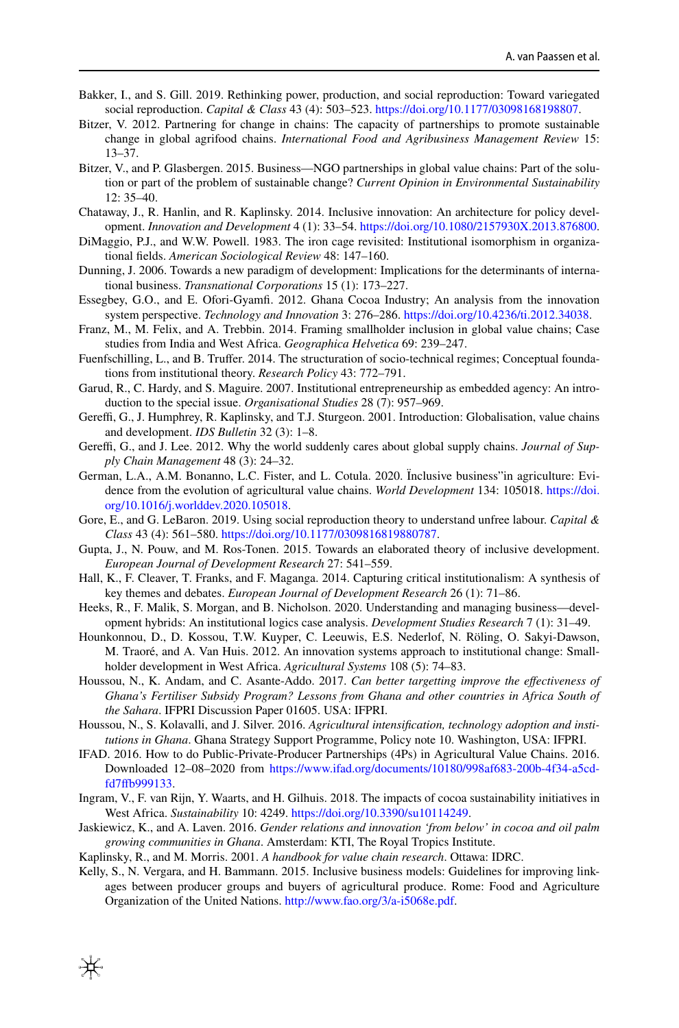Bakker, I., and S. Gill. 2019. Rethinking power, production, and social reproduction: Toward variegated social reproduction. *Capital & Class* 43 (4): 503–523. https://doi.org/10.1177/03098168198807.

Bitzer, V. 2012. Partnering for change in chains: The capacity of partnerships to promote sustainable change in global agrifood chains. *International Food and Agribusiness Management Review* 15: 13–37.

Bitzer, V., and P. Glasbergen. 2015. Business—NGO partnerships in global value chains: Part of the solution or part of the problem of sustainable change? *Current Opinion in Environmental Sustainability* 12: 35–40.

Chataway, J., R. Hanlin, and R. Kaplinsky. 2014. Inclusive innovation: An architecture for policy development. *Innovation and Development* 4 (1): 33–54. https://doi.org/10.1080/2157930X.2013.876800.

DiMaggio, P.J., and W.W. Powell. 1983. The iron cage revisited: Institutional isomorphism in organizational fields. *American Sociological Review* 48: 147–160.

Dunning, J. 2006. Towards a new paradigm of development: Implications for the determinants of international business. *Transnational Corporations* 15 (1): 173–227.

Essegbey, G.O., and E. Ofori-Gyamfi. 2012. Ghana Cocoa Industry; An analysis from the innovation system perspective. *Technology and Innovation* 3: 276–286. https://doi.org/10.4236/ti.2012.34038.

Franz, M., M. Felix, and A. Trebbin. 2014. Framing smallholder inclusion in global value chains; Case studies from India and West Africa. *Geographica Helvetica* 69: 239–247.

Fuenfschilling, L., and B. Truffer. 2014. The structuration of socio-technical regimes; Conceptual foundations from institutional theory. *Research Policy* 43: 772–791.

Garud, R., C. Hardy, and S. Maguire. 2007. Institutional entrepreneurship as embedded agency: An introduction to the special issue. *Organisational Studies* 28 (7): 957–969.

Gereffi, G., J. Humphrey, R. Kaplinsky, and T.J. Sturgeon. 2001. Introduction: Globalisation, value chains and development. *IDS Bulletin* 32 (3): 1–8.

Gereffi, G., and J. Lee. 2012. Why the world suddenly cares about global supply chains. *Journal of Supply Chain Management* 48 (3): 24–32.

German, L.A., A.M. Bonanno, L.C. Fister, and L. Cotula. 2020. Ïnclusive business"in agriculture: Evidence from the evolution of agricultural value chains. *World Development* 134: 105018. https://doi.org/10.1016/j.worlddev.2020.105018.

Gore, E., and G. LeBaron. 2019. Using social reproduction theory to understand unfree labour. *Capital & Class* 43 (4): 561–580. https://doi.org/10.1177/0309816819880787.

Gupta, J., N. Pouw, and M. Ros-Tonen. 2015. Towards an elaborated theory of inclusive development. *European Journal of Development Research* 27: 541–559.

Hall, K., F. Cleaver, T. Franks, and F. Maganga. 2014. Capturing critical institutionalism: A synthesis of key themes and debates. *European Journal of Development Research* 26 (1): 71–86.

Heeks, R., F. Malik, S. Morgan, and B. Nicholson. 2020. Understanding and managing business—development hybrids: An institutional logics case analysis. *Development Studies Research* 7 (1): 31–49.

Hounkonnou, D., D. Kossou, T.W. Kuyper, C. Leeuwis, E.S. Nederlof, N. Röling, O. Sakyi-Dawson, M. Traoré, and A. Van Huis. 2012. An innovation systems approach to institutional change: Smallholder development in West Africa. *Agricultural Systems* 108 (5): 74–83.

Houssou, N., K. Andam, and C. Asante-Addo. 2017. *Can better targetting improve the effectiveness of Ghana's Fertiliser Subsidy Program? Lessons from Ghana and other countries in Africa South of the Sahara*. IFPRI Discussion Paper 01605. USA: IFPRI.

Houssou, N., S. Kolavalli, and J. Silver. 2016. *Agricultural intensification, technology adoption and institutions in Ghana*. Ghana Strategy Support Programme, Policy note 10. Washington, USA: IFPRI.

IFAD. 2016. How to do Public-Private-Producer Partnerships (4Ps) in Agricultural Value Chains. 2016. Downloaded 12–08–2020 from https://www.ifad.org/documents/10180/998af683-200b-4f34-a5cd-fd7ffb999133.

Ingram, V., F. van Rijn, Y. Waarts, and H. Gilhuis. 2018. The impacts of cocoa sustainability initiatives in West Africa. *Sustainability* 10: 4249. https://doi.org/10.3390/su10114249.

Jaskiewicz, K., and A. Laven. 2016. *Gender relations and innovation 'from below' in cocoa and oil palm growing communities in Ghana*. Amsterdam: KTI, The Royal Tropics Institute.

Kaplinsky, R., and M. Morris. 2001. *A handbook for value chain research*. Ottawa: IDRC.

Kelly, S., N. Vergara, and H. Bammann. 2015. Inclusive business models: Guidelines for improving linkages between producer groups and buyers of agricultural produce. Rome: Food and Agriculture Organization of the United Nations. http://www.fao.org/3/a-i5068e.pdf.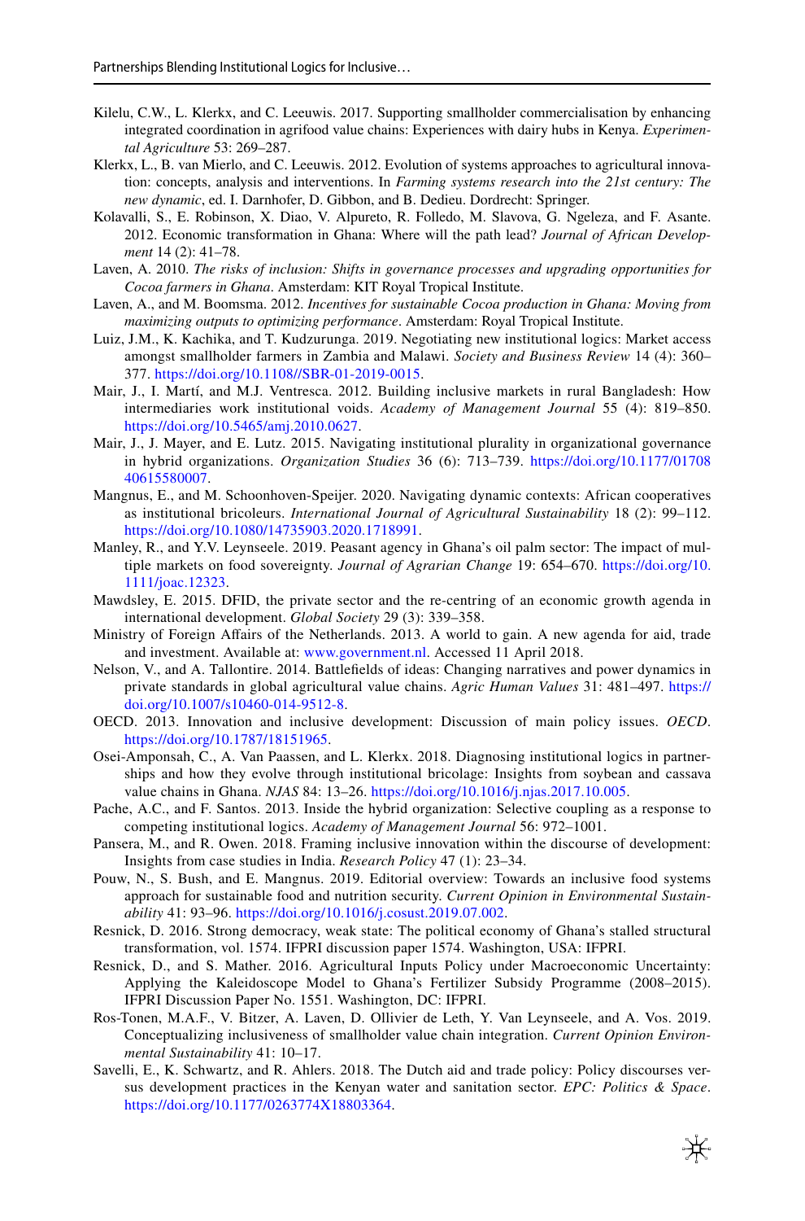Kilelu, C.W., L. Klerkx, and C. Leeuwis. 2017. Supporting smallholder commercialisation by enhancing integrated coordination in agrifood value chains: Experiences with dairy hubs in Kenya. *Experimental Agriculture* 53: 269–287.

Klerkx, L., B. van Mierlo, and C. Leeuwis. 2012. Evolution of systems approaches to agricultural innovation: concepts, analysis and interventions. In *Farming systems research into the 21st century: The new dynamic*, ed. I. Darnhofer, D. Gibbon, and B. Dedieu. Dordrecht: Springer.

Kolavalli, S., E. Robinson, X. Diao, V. Alpureto, R. Folledo, M. Slavova, G. Ngeleza, and F. Asante. 2012. Economic transformation in Ghana: Where will the path lead? *Journal of African Development* 14 (2): 41–78.

Laven, A. 2010. *The risks of inclusion: Shifts in governance processes and upgrading opportunities for Cocoa farmers in Ghana*. Amsterdam: KIT Royal Tropical Institute.

Laven, A., and M. Boomsma. 2012. *Incentives for sustainable Cocoa production in Ghana: Moving from maximizing outputs to optimizing performance*. Amsterdam: Royal Tropical Institute.

Luiz, J.M., K. Kachika, and T. Kudzurunga. 2019. Negotiating new institutional logics: Market access amongst smallholder farmers in Zambia and Malawi. *Society and Business Review* 14 (4): 360–377. https://doi.org/10.1108//SBR-01-2019-0015.

Mair, J., I. Martí, and M.J. Ventresca. 2012. Building inclusive markets in rural Bangladesh: How intermediaries work institutional voids. *Academy of Management Journal* 55 (4): 819–850. https://doi.org/10.5465/amj.2010.0627.

Mair, J., J. Mayer, and E. Lutz. 2015. Navigating institutional plurality in organizational governance in hybrid organizations. *Organization Studies* 36 (6): 713–739. https://doi.org/10.1177/0170840615580007.

Mangnus, E., and M. Schoonhoven-Speijer. 2020. Navigating dynamic contexts: African cooperatives as institutional bricoleurs. *International Journal of Agricultural Sustainability* 18 (2): 99–112. https://doi.org/10.1080/14735903.2020.1718991.

Manley, R., and Y.V. Leynseele. 2019. Peasant agency in Ghana's oil palm sector: The impact of multiple markets on food sovereignty. *Journal of Agrarian Change* 19: 654–670. https://doi.org/10.1111/joac.12323.

Mawdsley, E. 2015. DFID, the private sector and the re-centring of an economic growth agenda in international development. *Global Society* 29 (3): 339–358.

Ministry of Foreign Affairs of the Netherlands. 2013. A world to gain. A new agenda for aid, trade and investment. Available at: www.government.nl. Accessed 11 April 2018.

Nelson, V., and A. Tallontire. 2014. Battlefields of ideas: Changing narratives and power dynamics in private standards in global agricultural value chains. *Agric Human Values* 31: 481–497. https://doi.org/10.1007/s10460-014-9512-8.

OECD. 2013. Innovation and inclusive development: Discussion of main policy issues. *OECD*. https://doi.org/10.1787/18151965.

Osei-Amponsah, C., A. Van Paassen, and L. Klerkx. 2018. Diagnosing institutional logics in partnerships and how they evolve through institutional bricolage: Insights from soybean and cassava value chains in Ghana. *NJAS* 84: 13–26. https://doi.org/10.1016/j.njas.2017.10.005.

Pache, A.C., and F. Santos. 2013. Inside the hybrid organization: Selective coupling as a response to competing institutional logics. *Academy of Management Journal* 56: 972–1001.

Pansera, M., and R. Owen. 2018. Framing inclusive innovation within the discourse of development: Insights from case studies in India. *Research Policy* 47 (1): 23–34.

Pouw, N., S. Bush, and E. Mangnus. 2019. Editorial overview: Towards an inclusive food systems approach for sustainable food and nutrition security. *Current Opinion in Environmental Sustainability* 41: 93–96. https://doi.org/10.1016/j.cosust.2019.07.002.

Resnick, D. 2016. Strong democracy, weak state: The political economy of Ghana's stalled structural transformation, vol. 1574. IFPRI discussion paper 1574. Washington, USA: IFPRI.

Resnick, D., and S. Mather. 2016. Agricultural Inputs Policy under Macroeconomic Uncertainty: Applying the Kaleidoscope Model to Ghana's Fertilizer Subsidy Programme (2008–2015). IFPRI Discussion Paper No. 1551. Washington, DC: IFPRI.

Ros-Tonen, M.A.F., V. Bitzer, A. Laven, D. Ollivier de Leth, Y. Van Leynseele, and A. Vos. 2019. Conceptualizing inclusiveness of smallholder value chain integration. *Current Opinion Environmental Sustainability* 41: 10–17.

Savelli, E., K. Schwartz, and R. Ahlers. 2018. The Dutch aid and trade policy: Policy discourses versus development practices in the Kenyan water and sanitation sector. *EPC: Politics & Space*. https://doi.org/10.1177/0263774X18803364.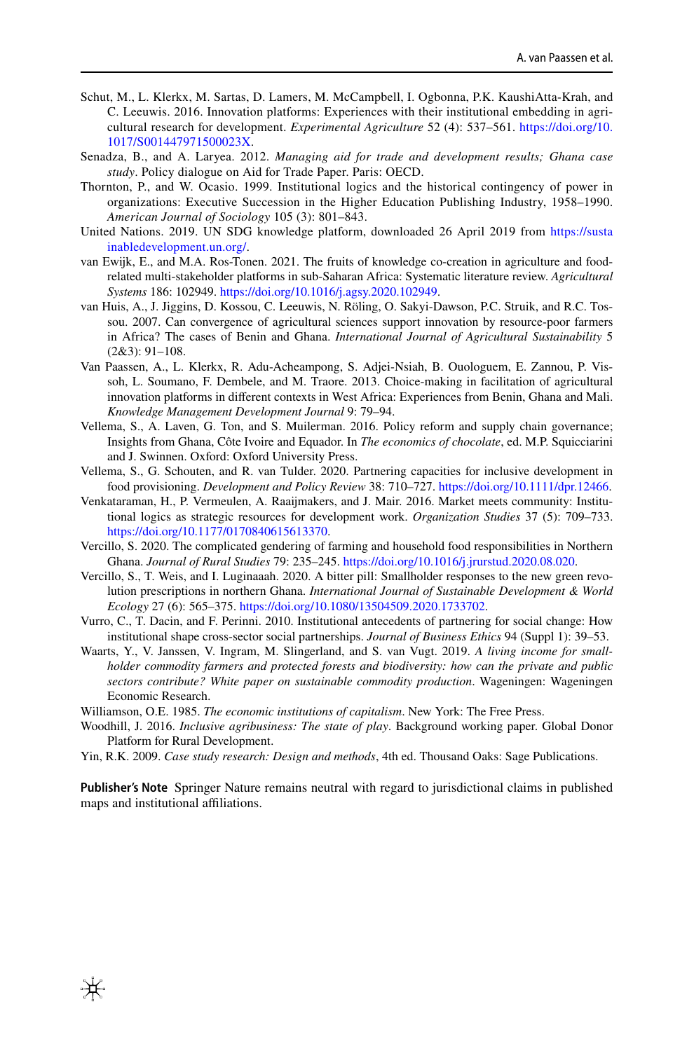Schut, M., L. Klerkx, M. Sartas, D. Lamers, M. McCampbell, I. Ogbonna, P.K. KaushiAtta-Krah, and C. Leeuwis. 2016. Innovation platforms: Experiences with their institutional embedding in agricultural research for development. *Experimental Agriculture* 52 (4): 537–561. https://doi.org/10.1017/S001447971500023X.

Senadza, B., and A. Laryea. 2012. *Managing aid for trade and development results; Ghana case study*. Policy dialogue on Aid for Trade Paper. Paris: OECD.

Thornton, P., and W. Ocasio. 1999. Institutional logics and the historical contingency of power in organizations: Executive Succession in the Higher Education Publishing Industry, 1958–1990. *American Journal of Sociology* 105 (3): 801–843.

United Nations. 2019. UN SDG knowledge platform, downloaded 26 April 2019 from https://sustainabledevelopment.un.org/.

van Ewijk, E., and M.A. Ros-Tonen. 2021. The fruits of knowledge co-creation in agriculture and food-related multi-stakeholder platforms in sub-Saharan Africa: Systematic literature review. *Agricultural Systems* 186: 102949. https://doi.org/10.1016/j.agsy.2020.102949.

van Huis, A., J. Jiggins, D. Kossou, C. Leeuwis, N. Röling, O. Sakyi-Dawson, P.C. Struik, and R.C. Tossou. 2007. Can convergence of agricultural sciences support innovation by resource-poor farmers in Africa? The cases of Benin and Ghana. *International Journal of Agricultural Sustainability* 5 (2&3): 91–108.

Van Paassen, A., L. Klerkx, R. Adu-Acheampong, S. Adjei-Nsiah, B. Ouologuem, E. Zannou, P. Vissoh, L. Soumano, F. Dembele, and M. Traore. 2013. Choice-making in facilitation of agricultural innovation platforms in different contexts in West Africa: Experiences from Benin, Ghana and Mali. *Knowledge Management Development Journal* 9: 79–94.

Vellema, S., A. Laven, G. Ton, and S. Muilerman. 2016. Policy reform and supply chain governance; Insights from Ghana, Côte Ivoire and Equador. In *The economics of chocolate*, ed. M.P. Squicciarini and J. Swinnen. Oxford: Oxford University Press.

Vellema, S., G. Schouten, and R. van Tulder. 2020. Partnering capacities for inclusive development in food provisioning. *Development and Policy Review* 38: 710–727. https://doi.org/10.1111/dpr.12466.

Venkataraman, H., P. Vermeulen, A. Raaijmakers, and J. Mair. 2016. Market meets community: Institutional logics as strategic resources for development work. *Organization Studies* 37 (5): 709–733. https://doi.org/10.1177/0170840615613370.

Vercillo, S. 2020. The complicated gendering of farming and household food responsibilities in Northern Ghana. *Journal of Rural Studies* 79: 235–245. https://doi.org/10.1016/j.jrurstud.2020.08.020.

Vercillo, S., T. Weis, and I. Luginaaah. 2020. A bitter pill: Smallholder responses to the new green revolution prescriptions in northern Ghana. *International Journal of Sustainable Development & World Ecology* 27 (6): 565–375. https://doi.org/10.1080/13504509.2020.1733702.

Vurro, C., T. Dacin, and F. Perinni. 2010. Institutional antecedents of partnering for social change: How institutional shape cross-sector social partnerships. *Journal of Business Ethics* 94 (Suppl 1): 39–53.

Waarts, Y., V. Janssen, V. Ingram, M. Slingerland, and S. van Vugt. 2019. *A living income for smallholder commodity farmers and protected forests and biodiversity: how can the private and public sectors contribute? White paper on sustainable commodity production*. Wageningen: Wageningen Economic Research.

Williamson, O.E. 1985. *The economic institutions of capitalism*. New York: The Free Press.

Woodhill, J. 2016. *Inclusive agribusiness: The state of play*. Background working paper. Global Donor Platform for Rural Development.

Yin, R.K. 2009. *Case study research: Design and methods*, 4th ed. Thousand Oaks: Sage Publications.

**Publisher's Note** Springer Nature remains neutral with regard to jurisdictional claims in published maps and institutional affiliations.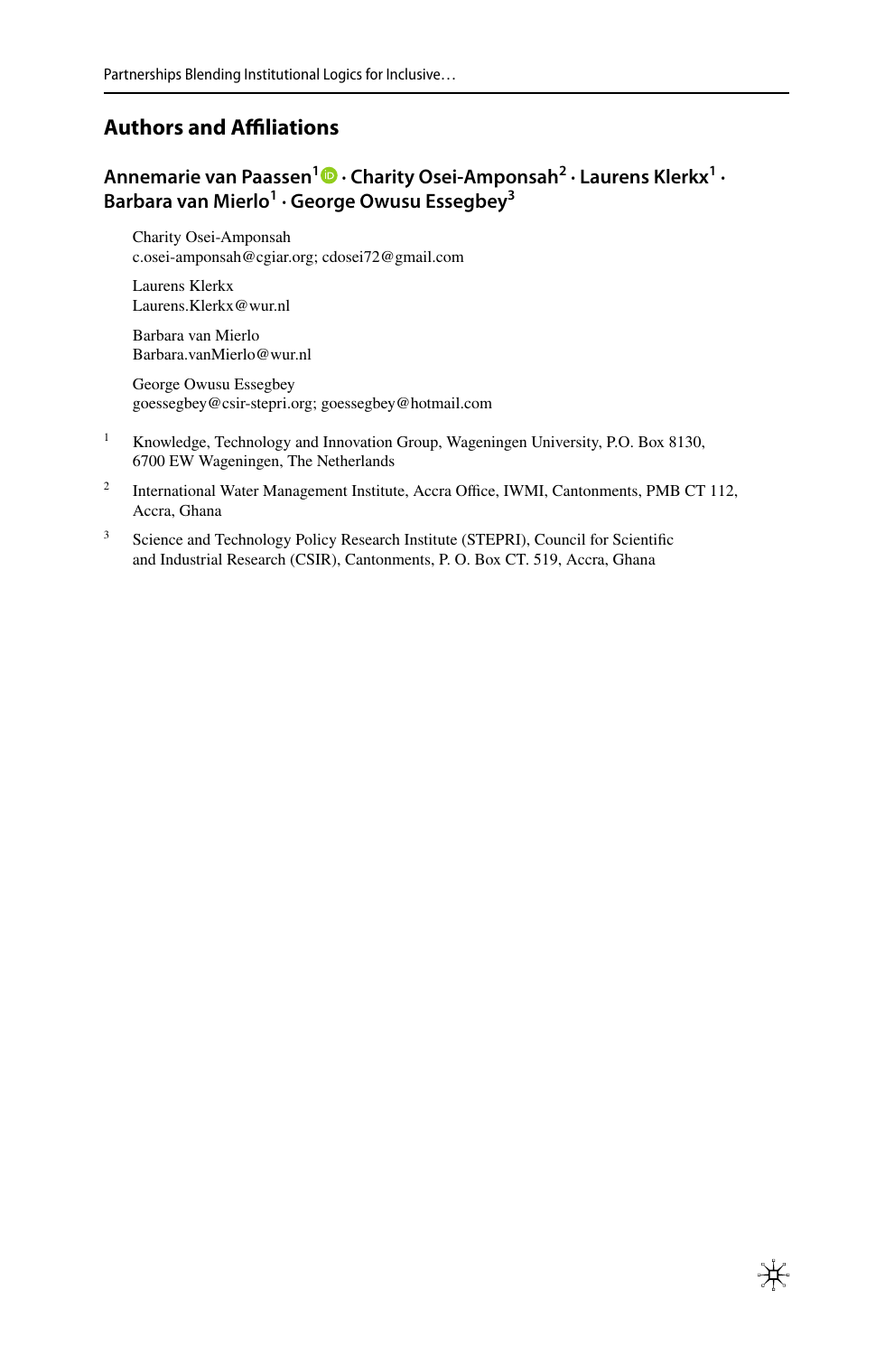## Authors and Affiliations

**Annemarie van Paassen[1] · Charity Osei-Amponsah[2] · Laurens Klerkx[1] · Barbara van Mierlo[1] · George Owusu Essegbey[3]**

Charity Osei-Amponsah
c.osei-amponsah@cgiar.org; cdosei72@gmail.com

Laurens Klerkx
Laurens.Klerkx@wur.nl

Barbara van Mierlo
Barbara.vanMierlo@wur.nl

George Owusu Essegbey
goessegbey@csir-stepri.org; goessegbey@hotmail.com

[1] Knowledge, Technology and Innovation Group, Wageningen University, P.O. Box 8130, 6700 EW Wageningen, The Netherlands

[2] International Water Management Institute, Accra Office, IWMI, Cantonments, PMB CT 112, Accra, Ghana

[3] Science and Technology Policy Research Institute (STEPRI), Council for Scientific and Industrial Research (CSIR), Cantonments, P. O. Box CT. 519, Accra, Ghana